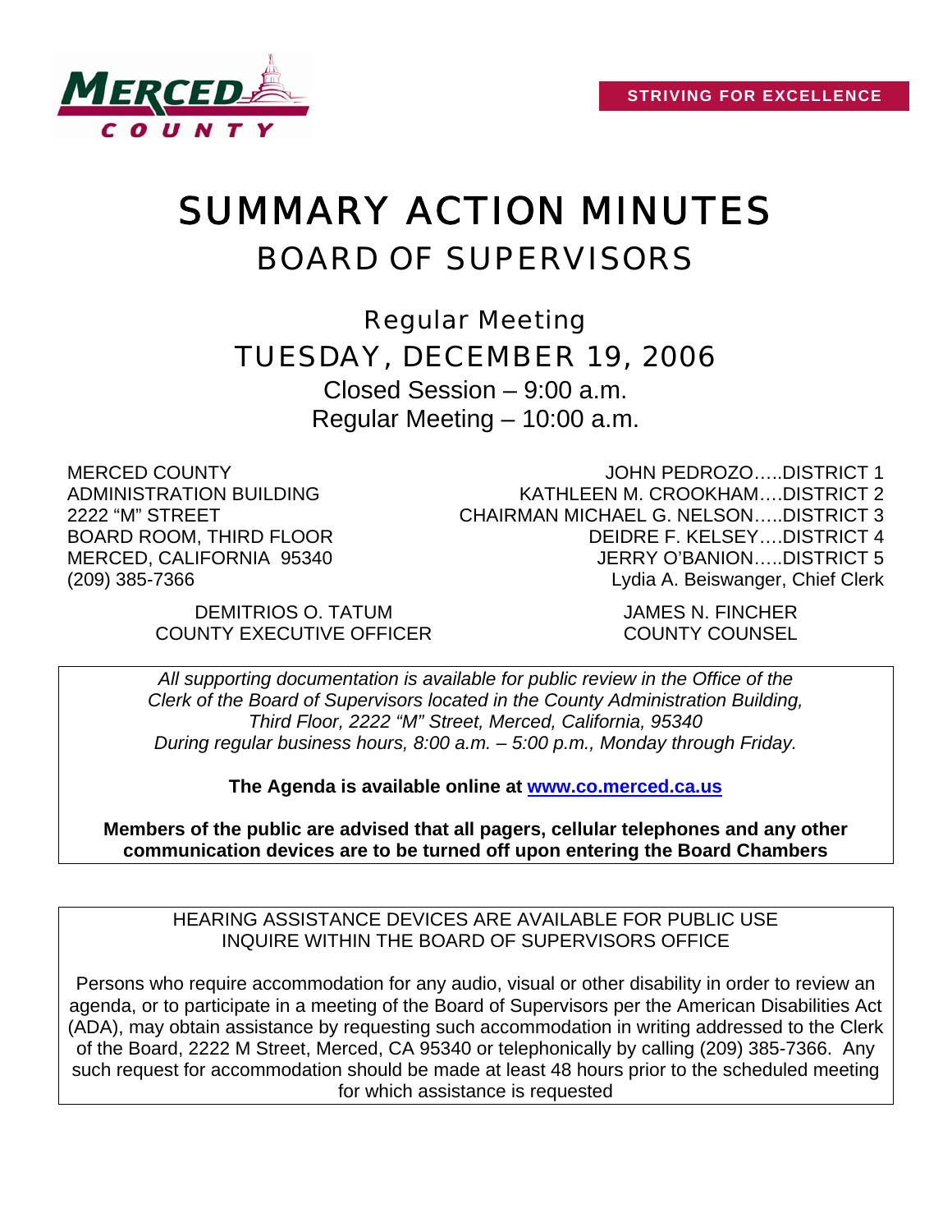MERCED COUNTY

**STRIVING FOR EXCELLENCE**

# SUMMARY ACTION MINUTES

## BOARD OF SUPERVISORS

### Regular Meeting

### TUESDAY, DECEMBER 19, 2006

Closed Session – 9:00 a.m.

Regular Meeting – 10:00 a.m.

MERCED COUNTY
ADMINISTRATION BUILDING
2222 "M" STREET
BOARD ROOM, THIRD FLOOR
MERCED, CALIFORNIA 95340
(209) 385-7366

JOHN PEDROZO…..DISTRICT 1
KATHLEEN M. CROOKHAM….DISTRICT 2
CHAIRMAN MICHAEL G. NELSON…..DISTRICT 3
DEIDRE F. KELSEY….DISTRICT 4
JERRY O'BANION…..DISTRICT 5
Lydia A. Beiswanger, Chief Clerk

DEMITRIOS O. TATUM
COUNTY EXECUTIVE OFFICER

JAMES N. FINCHER
COUNTY COUNSEL

*All supporting documentation is available for public review in the Office of the Clerk of the Board of Supervisors located in the County Administration Building, Third Floor, 2222 "M" Street, Merced, California, 95340 During regular business hours, 8:00 a.m. – 5:00 p.m., Monday through Friday.*

**The Agenda is available online at [www.co.merced.ca.us](http://www.co.merced.ca.us)**

**Members of the public are advised that all pagers, cellular telephones and any other communication devices are to be turned off upon entering the Board Chambers**

HEARING ASSISTANCE DEVICES ARE AVAILABLE FOR PUBLIC USE
INQUIRE WITHIN THE BOARD OF SUPERVISORS OFFICE

Persons who require accommodation for any audio, visual or other disability in order to review an agenda, or to participate in a meeting of the Board of Supervisors per the American Disabilities Act (ADA), may obtain assistance by requesting such accommodation in writing addressed to the Clerk of the Board, 2222 M Street, Merced, CA 95340 or telephonically by calling (209) 385-7366. Any such request for accommodation should be made at least 48 hours prior to the scheduled meeting for which assistance is requested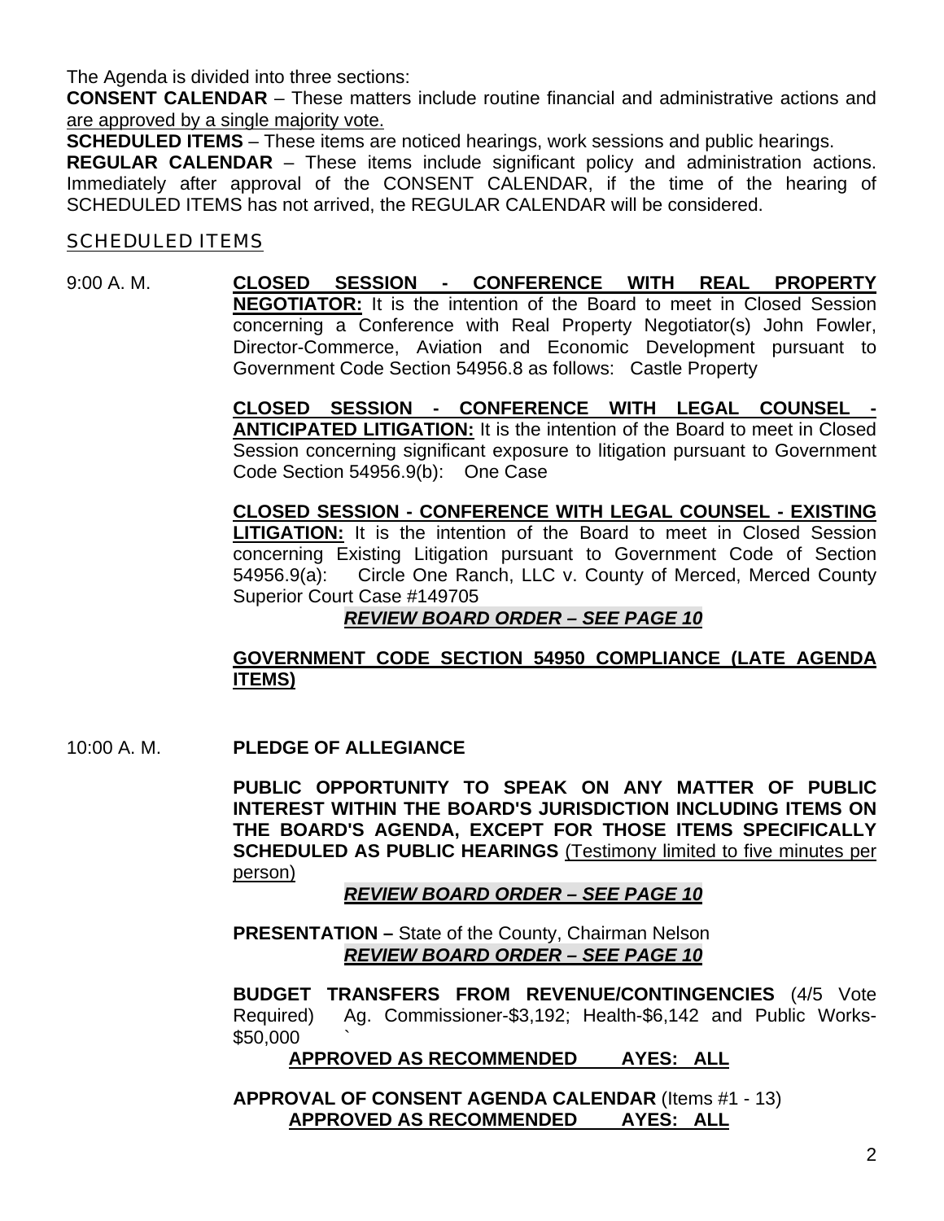The Agenda is divided into three sections:

**CONSENT CALENDAR** – These matters include routine financial and administrative actions and are approved by a single majority vote.

**SCHEDULED ITEMS** – These items are noticed hearings, work sessions and public hearings.

**REGULAR CALENDAR** – These items include significant policy and administration actions. Immediately after approval of the CONSENT CALENDAR, if the time of the hearing of SCHEDULED ITEMS has not arrived, the REGULAR CALENDAR will be considered.

## SCHEDULED ITEMS

9:00 A. M.

**CLOSED SESSION - CONFERENCE WITH REAL PROPERTY NEGOTIATOR:** It is the intention of the Board to meet in Closed Session concerning a Conference with Real Property Negotiator(s) John Fowler, Director-Commerce, Aviation and Economic Development pursuant to Government Code Section 54956.8 as follows: Castle Property

**CLOSED SESSION - CONFERENCE WITH LEGAL COUNSEL - ANTICIPATED LITIGATION:** It is the intention of the Board to meet in Closed Session concerning significant exposure to litigation pursuant to Government Code Section 54956.9(b): One Case

**CLOSED SESSION - CONFERENCE WITH LEGAL COUNSEL - EXISTING LITIGATION:** It is the intention of the Board to meet in Closed Session concerning Existing Litigation pursuant to Government Code of Section 54956.9(a): Circle One Ranch, LLC v. County of Merced, Merced County Superior Court Case #149705

***REVIEW BOARD ORDER – SEE PAGE 10***

**GOVERNMENT CODE SECTION 54950 COMPLIANCE (LATE AGENDA ITEMS)**

10:00 A. M.

**PLEDGE OF ALLEGIANCE**

**PUBLIC OPPORTUNITY TO SPEAK ON ANY MATTER OF PUBLIC INTEREST WITHIN THE BOARD'S JURISDICTION INCLUDING ITEMS ON THE BOARD'S AGENDA, EXCEPT FOR THOSE ITEMS SPECIFICALLY SCHEDULED AS PUBLIC HEARINGS** (Testimony limited to five minutes per person)

***REVIEW BOARD ORDER – SEE PAGE 10***

**PRESENTATION –** State of the County, Chairman Nelson

***REVIEW BOARD ORDER – SEE PAGE 10***

**BUDGET TRANSFERS FROM REVENUE/CONTINGENCIES** (4/5 Vote Required) Ag. Commissioner-$3,192; Health-$6,142 and Public Works-$50,000

**APPROVED AS RECOMMENDED AYES: ALL**

**APPROVAL OF CONSENT AGENDA CALENDAR** (Items #1 - 13)

**APPROVED AS RECOMMENDED AYES: ALL**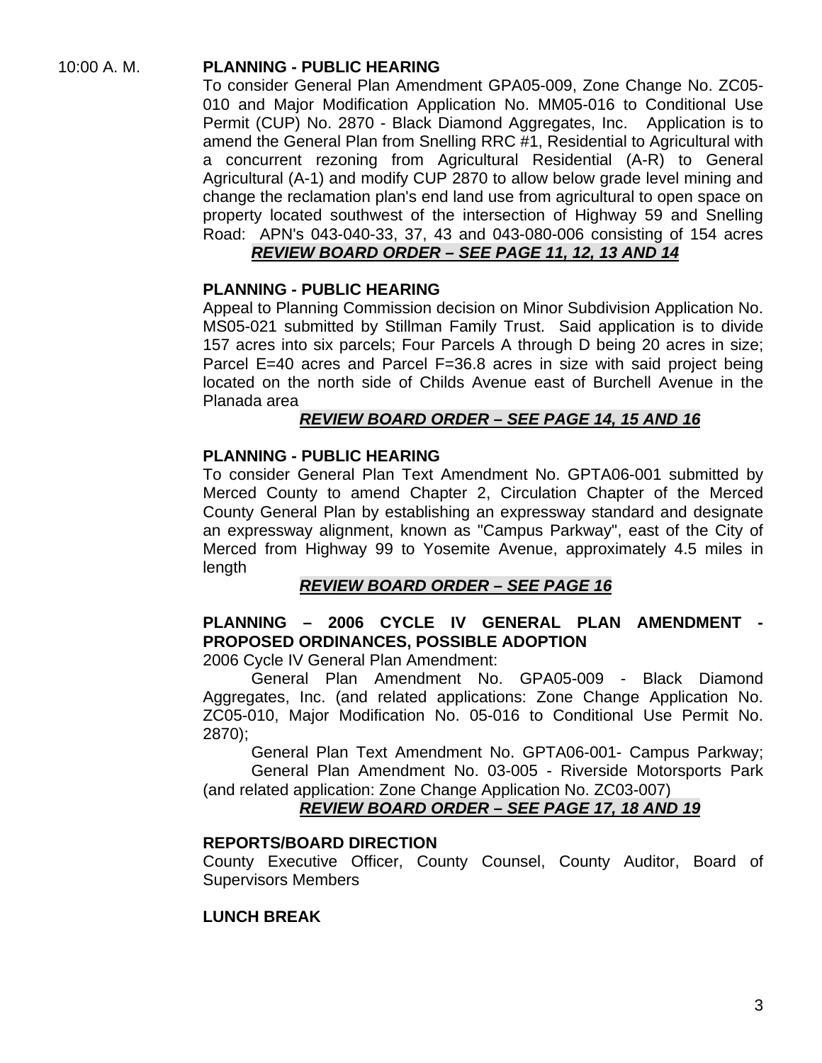10:00 A. M. **PLANNING - PUBLIC HEARING**

To consider General Plan Amendment GPA05-009, Zone Change No. ZC05-010 and Major Modification Application No. MM05-016 to Conditional Use Permit (CUP) No. 2870 - Black Diamond Aggregates, Inc. Application is to amend the General Plan from Snelling RRC #1, Residential to Agricultural with a concurrent rezoning from Agricultural Residential (A-R) to General Agricultural (A-1) and modify CUP 2870 to allow below grade level mining and change the reclamation plan's end land use from agricultural to open space on property located southwest of the intersection of Highway 59 and Snelling Road: APN's 043-040-33, 37, 43 and 043-080-006 consisting of 154 acres

***REVIEW BOARD ORDER – SEE PAGE 11, 12, 13 AND 14***

**PLANNING - PUBLIC HEARING**

Appeal to Planning Commission decision on Minor Subdivision Application No. MS05-021 submitted by Stillman Family Trust. Said application is to divide 157 acres into six parcels; Four Parcels A through D being 20 acres in size; Parcel E=40 acres and Parcel F=36.8 acres in size with said project being located on the north side of Childs Avenue east of Burchell Avenue in the Planada area

***REVIEW BOARD ORDER – SEE PAGE 14, 15 AND 16***

**PLANNING - PUBLIC HEARING**

To consider General Plan Text Amendment No. GPTA06-001 submitted by Merced County to amend Chapter 2, Circulation Chapter of the Merced County General Plan by establishing an expressway standard and designate an expressway alignment, known as "Campus Parkway", east of the City of Merced from Highway 99 to Yosemite Avenue, approximately 4.5 miles in length

***REVIEW BOARD ORDER – SEE PAGE 16***

**PLANNING – 2006 CYCLE IV GENERAL PLAN AMENDMENT - PROPOSED ORDINANCES, POSSIBLE ADOPTION**

2006 Cycle IV General Plan Amendment:

General Plan Amendment No. GPA05-009 - Black Diamond Aggregates, Inc. (and related applications: Zone Change Application No. ZC05-010, Major Modification No. 05-016 to Conditional Use Permit No. 2870);

General Plan Text Amendment No. GPTA06-001- Campus Parkway;

General Plan Amendment No. 03-005 - Riverside Motorsports Park (and related application: Zone Change Application No. ZC03-007)

***REVIEW BOARD ORDER – SEE PAGE 17, 18 AND 19***

**REPORTS/BOARD DIRECTION**

County Executive Officer, County Counsel, County Auditor, Board of Supervisors Members

**LUNCH BREAK**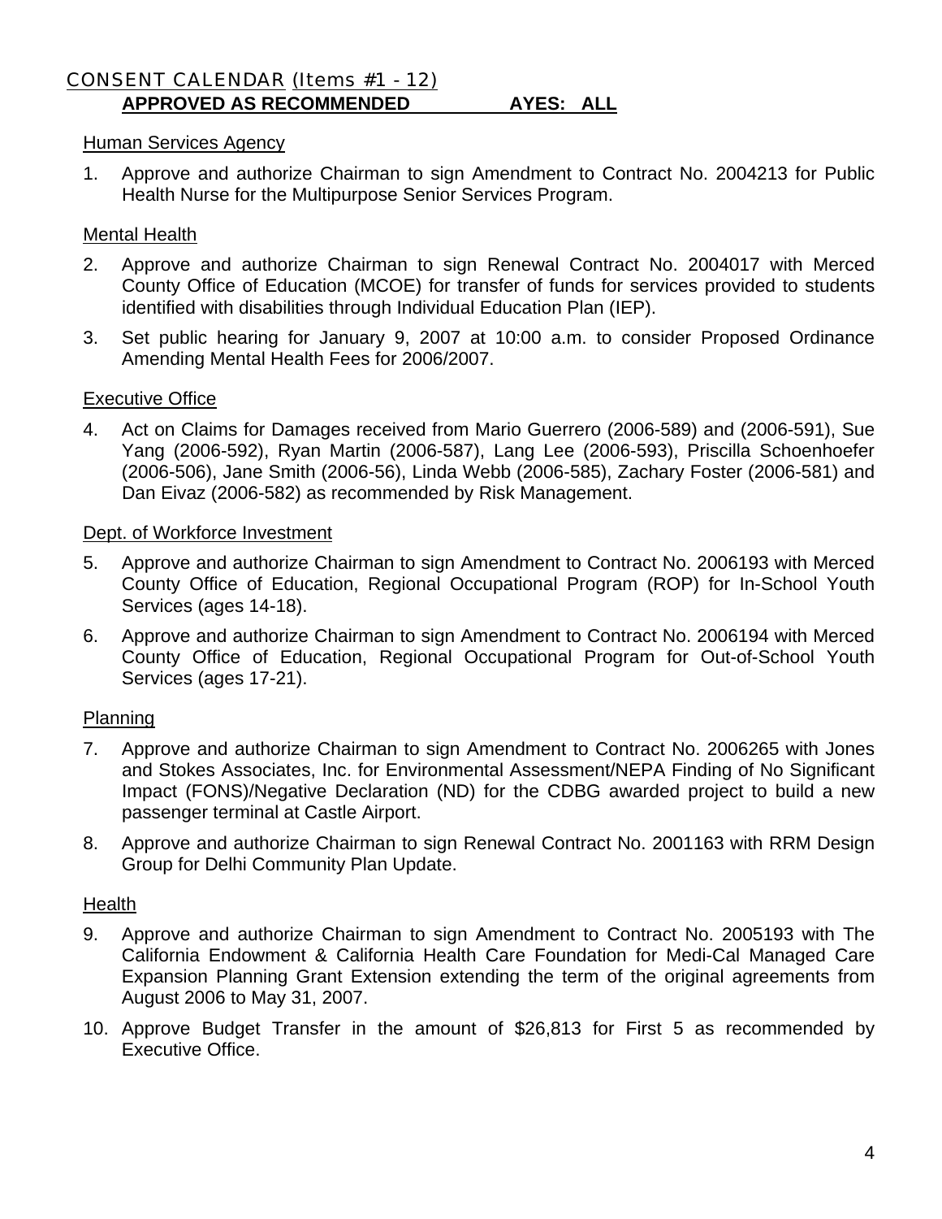## CONSENT CALENDAR (Items #1 - 12)

**APPROVED AS RECOMMENDED AYES: ALL**

Human Services Agency

1. Approve and authorize Chairman to sign Amendment to Contract No. 2004213 for Public Health Nurse for the Multipurpose Senior Services Program.

Mental Health

2. Approve and authorize Chairman to sign Renewal Contract No. 2004017 with Merced County Office of Education (MCOE) for transfer of funds for services provided to students identified with disabilities through Individual Education Plan (IEP).

3. Set public hearing for January 9, 2007 at 10:00 a.m. to consider Proposed Ordinance Amending Mental Health Fees for 2006/2007.

Executive Office

4. Act on Claims for Damages received from Mario Guerrero (2006-589) and (2006-591), Sue Yang (2006-592), Ryan Martin (2006-587), Lang Lee (2006-593), Priscilla Schoenhoefer (2006-506), Jane Smith (2006-56), Linda Webb (2006-585), Zachary Foster (2006-581) and Dan Eivaz (2006-582) as recommended by Risk Management.

Dept. of Workforce Investment

5. Approve and authorize Chairman to sign Amendment to Contract No. 2006193 with Merced County Office of Education, Regional Occupational Program (ROP) for In-School Youth Services (ages 14-18).

6. Approve and authorize Chairman to sign Amendment to Contract No. 2006194 with Merced County Office of Education, Regional Occupational Program for Out-of-School Youth Services (ages 17-21).

Planning

7. Approve and authorize Chairman to sign Amendment to Contract No. 2006265 with Jones and Stokes Associates, Inc. for Environmental Assessment/NEPA Finding of No Significant Impact (FONS)/Negative Declaration (ND) for the CDBG awarded project to build a new passenger terminal at Castle Airport.

8. Approve and authorize Chairman to sign Renewal Contract No. 2001163 with RRM Design Group for Delhi Community Plan Update.

Health

9. Approve and authorize Chairman to sign Amendment to Contract No. 2005193 with The California Endowment & California Health Care Foundation for Medi-Cal Managed Care Expansion Planning Grant Extension extending the term of the original agreements from August 2006 to May 31, 2007.

10. Approve Budget Transfer in the amount of $26,813 for First 5 as recommended by Executive Office.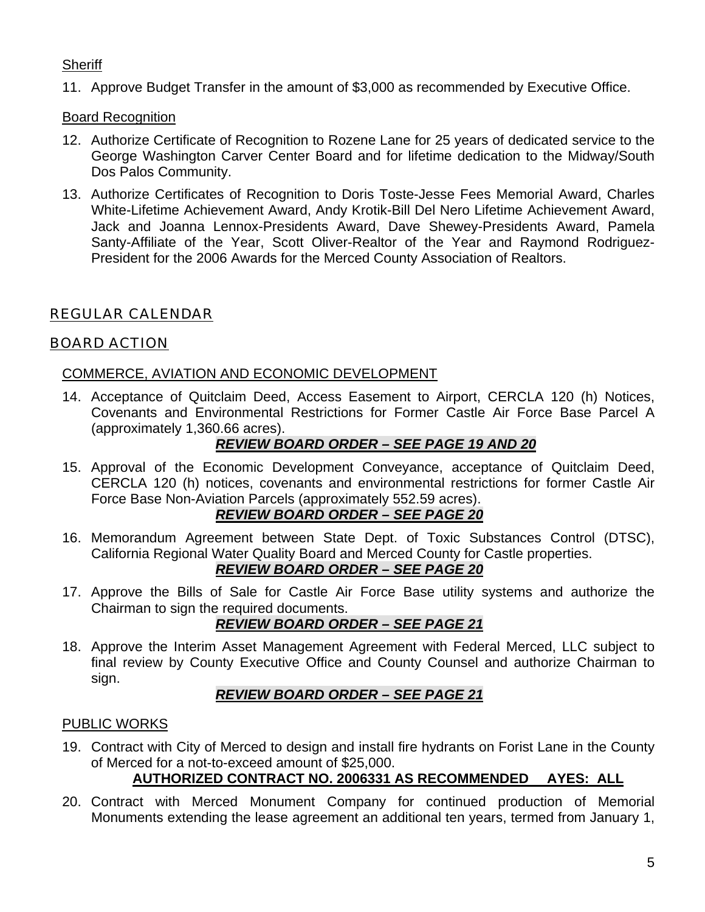Sheriff

11. Approve Budget Transfer in the amount of $3,000 as recommended by Executive Office.

Board Recognition

12. Authorize Certificate of Recognition to Rozene Lane for 25 years of dedicated service to the George Washington Carver Center Board and for lifetime dedication to the Midway/South Dos Palos Community.

13. Authorize Certificates of Recognition to Doris Toste-Jesse Fees Memorial Award, Charles White-Lifetime Achievement Award, Andy Krotik-Bill Del Nero Lifetime Achievement Award, Jack and Joanna Lennox-Presidents Award, Dave Shewey-Presidents Award, Pamela Santy-Affiliate of the Year, Scott Oliver-Realtor of the Year and Raymond Rodriguez-President for the 2006 Awards for the Merced County Association of Realtors.

## REGULAR CALENDAR

## BOARD ACTION

COMMERCE, AVIATION AND ECONOMIC DEVELOPMENT

14. Acceptance of Quitclaim Deed, Access Easement to Airport, CERCLA 120 (h) Notices, Covenants and Environmental Restrictions for Former Castle Air Force Base Parcel A (approximately 1,360.66 acres).
    ***REVIEW BOARD ORDER – SEE PAGE 19 AND 20***

15. Approval of the Economic Development Conveyance, acceptance of Quitclaim Deed, CERCLA 120 (h) notices, covenants and environmental restrictions for former Castle Air Force Base Non-Aviation Parcels (approximately 552.59 acres).
    ***REVIEW BOARD ORDER – SEE PAGE 20***

16. Memorandum Agreement between State Dept. of Toxic Substances Control (DTSC), California Regional Water Quality Board and Merced County for Castle properties.
    ***REVIEW BOARD ORDER – SEE PAGE 20***

17. Approve the Bills of Sale for Castle Air Force Base utility systems and authorize the Chairman to sign the required documents.
    ***REVIEW BOARD ORDER – SEE PAGE 21***

18. Approve the Interim Asset Management Agreement with Federal Merced, LLC subject to final review by County Executive Office and County Counsel and authorize Chairman to sign.
    ***REVIEW BOARD ORDER – SEE PAGE 21***

PUBLIC WORKS

19. Contract with City of Merced to design and install fire hydrants on Forist Lane in the County of Merced for a not-to-exceed amount of $25,000.
    **AUTHORIZED CONTRACT NO. 2006331 AS RECOMMENDED AYES: ALL**

20. Contract with Merced Monument Company for continued production of Memorial Monuments extending the lease agreement an additional ten years, termed from January 1,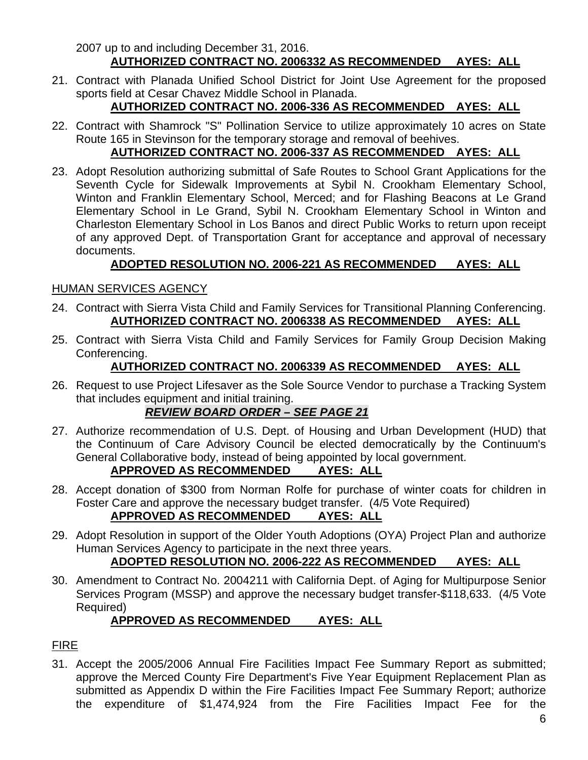2007 up to and including December 31, 2016.

**AUTHORIZED CONTRACT NO. 2006332 AS RECOMMENDED AYES: ALL**

21. Contract with Planada Unified School District for Joint Use Agreement for the proposed sports field at Cesar Chavez Middle School in Planada.

    **AUTHORIZED CONTRACT NO. 2006-336 AS RECOMMENDED AYES: ALL**

22. Contract with Shamrock "S" Pollination Service to utilize approximately 10 acres on State Route 165 in Stevinson for the temporary storage and removal of beehives.

    **AUTHORIZED CONTRACT NO. 2006-337 AS RECOMMENDED AYES: ALL**

23. Adopt Resolution authorizing submittal of Safe Routes to School Grant Applications for the Seventh Cycle for Sidewalk Improvements at Sybil N. Crookham Elementary School, Winton and Franklin Elementary School, Merced; and for Flashing Beacons at Le Grand Elementary School in Le Grand, Sybil N. Crookham Elementary School in Winton and Charleston Elementary School in Los Banos and direct Public Works to return upon receipt of any approved Dept. of Transportation Grant for acceptance and approval of necessary documents.

    **ADOPTED RESOLUTION NO. 2006-221 AS RECOMMENDED AYES: ALL**

HUMAN SERVICES AGENCY

24. Contract with Sierra Vista Child and Family Services for Transitional Planning Conferencing.

    **AUTHORIZED CONTRACT NO. 2006338 AS RECOMMENDED AYES: ALL**

25. Contract with Sierra Vista Child and Family Services for Family Group Decision Making Conferencing.

    **AUTHORIZED CONTRACT NO. 2006339 AS RECOMMENDED AYES: ALL**

26. Request to use Project Lifesaver as the Sole Source Vendor to purchase a Tracking System that includes equipment and initial training.

    ***REVIEW BOARD ORDER – SEE PAGE 21***

27. Authorize recommendation of U.S. Dept. of Housing and Urban Development (HUD) that the Continuum of Care Advisory Council be elected democratically by the Continuum's General Collaborative body, instead of being appointed by local government.

    **APPROVED AS RECOMMENDED AYES: ALL**

28. Accept donation of $300 from Norman Rolfe for purchase of winter coats for children in Foster Care and approve the necessary budget transfer. (4/5 Vote Required)

    **APPROVED AS RECOMMENDED AYES: ALL**

29. Adopt Resolution in support of the Older Youth Adoptions (OYA) Project Plan and authorize Human Services Agency to participate in the next three years.

    **ADOPTED RESOLUTION NO. 2006-222 AS RECOMMENDED AYES: ALL**

30. Amendment to Contract No. 2004211 with California Dept. of Aging for Multipurpose Senior Services Program (MSSP) and approve the necessary budget transfer-$118,633. (4/5 Vote Required)

    **APPROVED AS RECOMMENDED AYES: ALL**

FIRE

31. Accept the 2005/2006 Annual Fire Facilities Impact Fee Summary Report as submitted; approve the Merced County Fire Department's Five Year Equipment Replacement Plan as submitted as Appendix D within the Fire Facilities Impact Fee Summary Report; authorize the expenditure of $1,474,924 from the Fire Facilities Impact Fee for the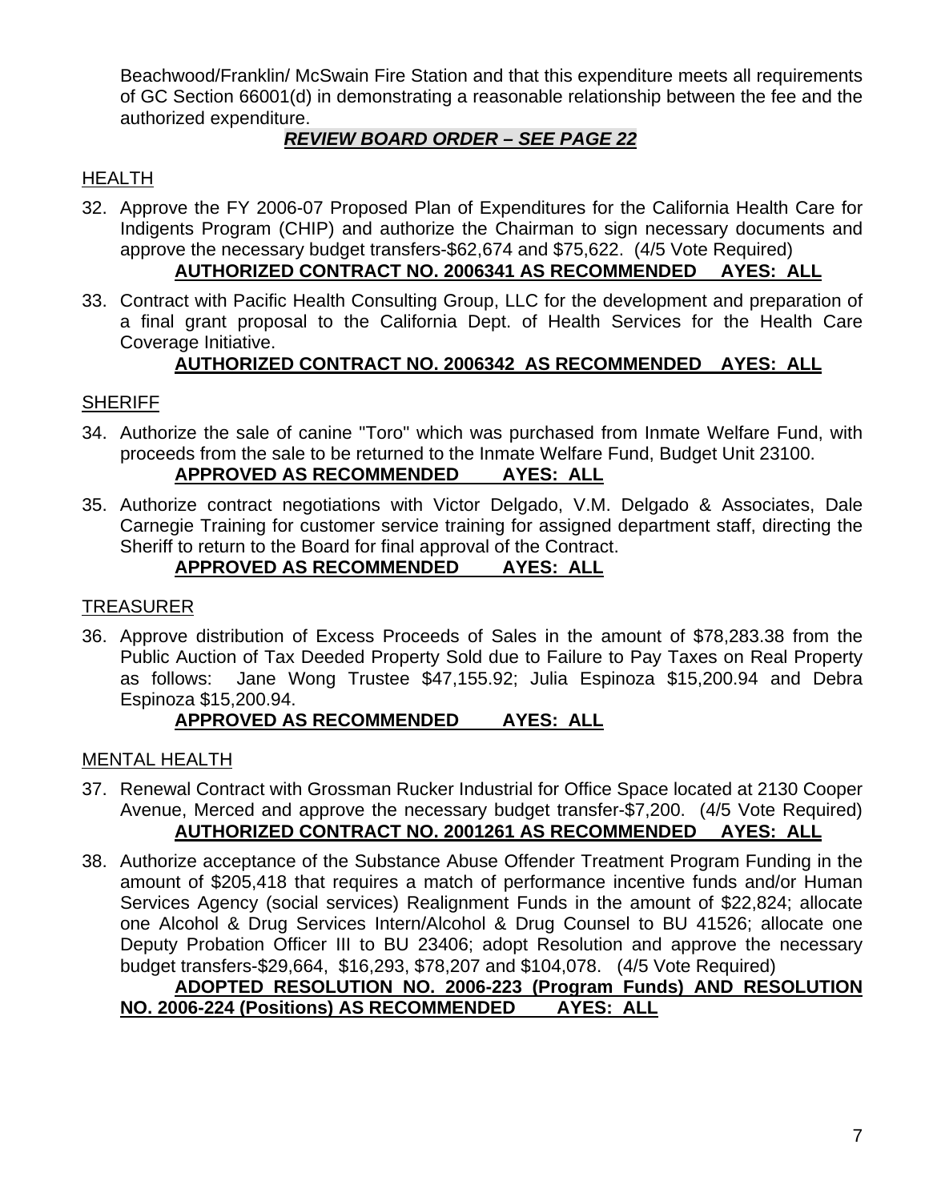Beachwood/Franklin/ McSwain Fire Station and that this expenditure meets all requirements of GC Section 66001(d) in demonstrating a reasonable relationship between the fee and the authorized expenditure.

***REVIEW BOARD ORDER – SEE PAGE 22***

HEALTH

32. Approve the FY 2006-07 Proposed Plan of Expenditures for the California Health Care for Indigents Program (CHIP) and authorize the Chairman to sign necessary documents and approve the necessary budget transfers-$62,674 and $75,622. (4/5 Vote Required)

    **AUTHORIZED CONTRACT NO. 2006341 AS RECOMMENDED AYES: ALL**

33. Contract with Pacific Health Consulting Group, LLC for the development and preparation of a final grant proposal to the California Dept. of Health Services for the Health Care Coverage Initiative.

    **AUTHORIZED CONTRACT NO. 2006342 AS RECOMMENDED AYES: ALL**

SHERIFF

34. Authorize the sale of canine "Toro" which was purchased from Inmate Welfare Fund, with proceeds from the sale to be returned to the Inmate Welfare Fund, Budget Unit 23100.

    **APPROVED AS RECOMMENDED AYES: ALL**

35. Authorize contract negotiations with Victor Delgado, V.M. Delgado & Associates, Dale Carnegie Training for customer service training for assigned department staff, directing the Sheriff to return to the Board for final approval of the Contract.

    **APPROVED AS RECOMMENDED AYES: ALL**

TREASURER

36. Approve distribution of Excess Proceeds of Sales in the amount of $78,283.38 from the Public Auction of Tax Deeded Property Sold due to Failure to Pay Taxes on Real Property as follows: Jane Wong Trustee $47,155.92; Julia Espinoza $15,200.94 and Debra Espinoza $15,200.94.

    **APPROVED AS RECOMMENDED AYES: ALL**

MENTAL HEALTH

37. Renewal Contract with Grossman Rucker Industrial for Office Space located at 2130 Cooper Avenue, Merced and approve the necessary budget transfer-$7,200. (4/5 Vote Required)

    **AUTHORIZED CONTRACT NO. 2001261 AS RECOMMENDED AYES: ALL**

38. Authorize acceptance of the Substance Abuse Offender Treatment Program Funding in the amount of $205,418 that requires a match of performance incentive funds and/or Human Services Agency (social services) Realignment Funds in the amount of $22,824; allocate one Alcohol & Drug Services Intern/Alcohol & Drug Counsel to BU 41526; allocate one Deputy Probation Officer III to BU 23406; adopt Resolution and approve the necessary budget transfers-$29,664, $16,293, $78,207 and $104,078. (4/5 Vote Required)

    **ADOPTED RESOLUTION NO. 2006-223 (Program Funds) AND RESOLUTION NO. 2006-224 (Positions) AS RECOMMENDED AYES: ALL**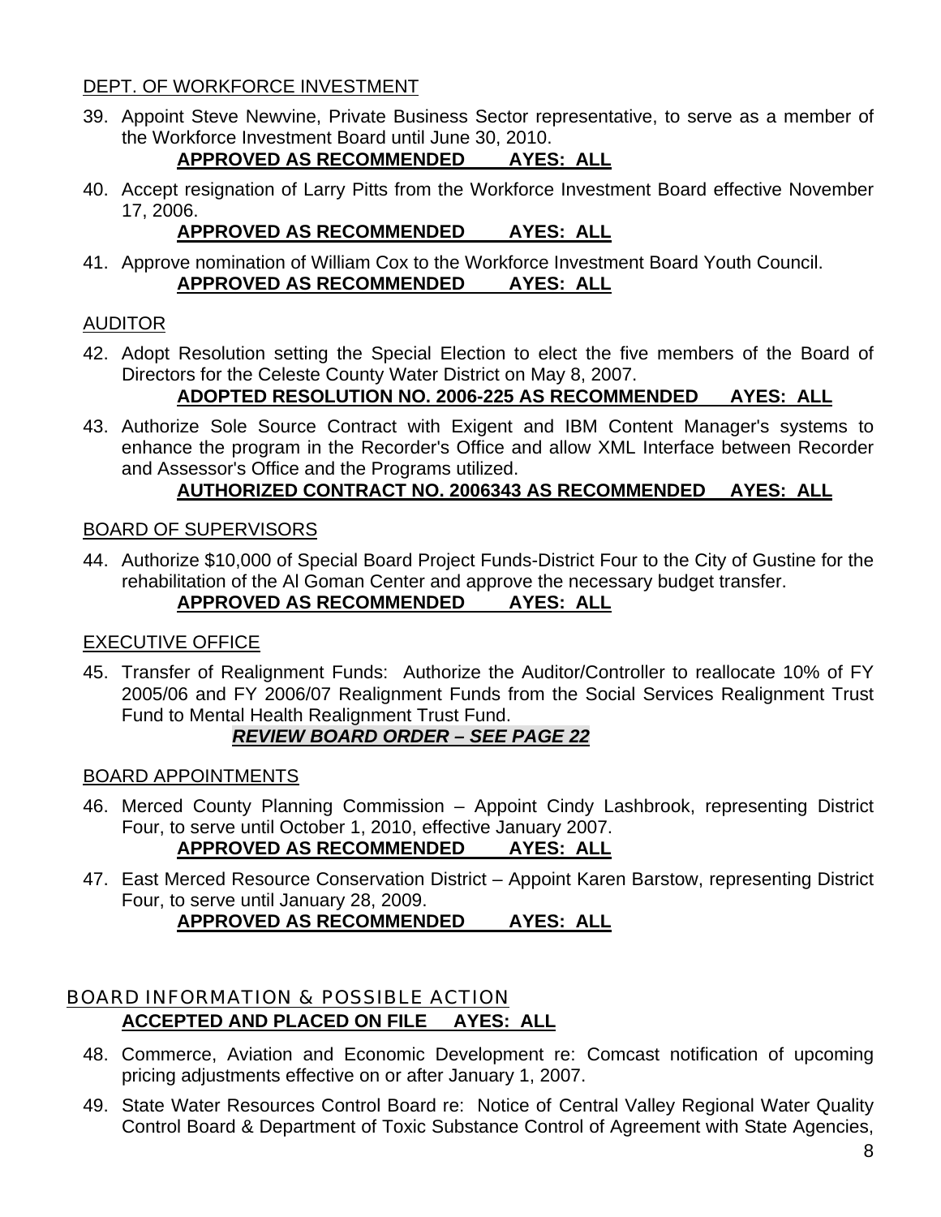## DEPT. OF WORKFORCE INVESTMENT

39. Appoint Steve Newvine, Private Business Sector representative, to serve as a member of the Workforce Investment Board until June 30, 2010.
    **APPROVED AS RECOMMENDED AYES: ALL**

40. Accept resignation of Larry Pitts from the Workforce Investment Board effective November 17, 2006.
    **APPROVED AS RECOMMENDED AYES: ALL**

41. Approve nomination of William Cox to the Workforce Investment Board Youth Council.
    **APPROVED AS RECOMMENDED AYES: ALL**

## AUDITOR

42. Adopt Resolution setting the Special Election to elect the five members of the Board of Directors for the Celeste County Water District on May 8, 2007.
    **ADOPTED RESOLUTION NO. 2006-225 AS RECOMMENDED AYES: ALL**

43. Authorize Sole Source Contract with Exigent and IBM Content Manager's systems to enhance the program in the Recorder's Office and allow XML Interface between Recorder and Assessor's Office and the Programs utilized.
    **AUTHORIZED CONTRACT NO. 2006343 AS RECOMMENDED AYES: ALL**

## BOARD OF SUPERVISORS

44. Authorize $10,000 of Special Board Project Funds-District Four to the City of Gustine for the rehabilitation of the Al Goman Center and approve the necessary budget transfer.
    **APPROVED AS RECOMMENDED AYES: ALL**

## EXECUTIVE OFFICE

45. Transfer of Realignment Funds: Authorize the Auditor/Controller to reallocate 10% of FY 2005/06 and FY 2006/07 Realignment Funds from the Social Services Realignment Trust Fund to Mental Health Realignment Trust Fund.
    ***REVIEW BOARD ORDER – SEE PAGE 22***

## BOARD APPOINTMENTS

46. Merced County Planning Commission – Appoint Cindy Lashbrook, representing District Four, to serve until October 1, 2010, effective January 2007.
    **APPROVED AS RECOMMENDED AYES: ALL**

47. East Merced Resource Conservation District – Appoint Karen Barstow, representing District Four, to serve until January 28, 2009.
    **APPROVED AS RECOMMENDED AYES: ALL**

## BOARD INFORMATION & POSSIBLE ACTION

**ACCEPTED AND PLACED ON FILE AYES: ALL**

48. Commerce, Aviation and Economic Development re: Comcast notification of upcoming pricing adjustments effective on or after January 1, 2007.

49. State Water Resources Control Board re: Notice of Central Valley Regional Water Quality Control Board & Department of Toxic Substance Control of Agreement with State Agencies,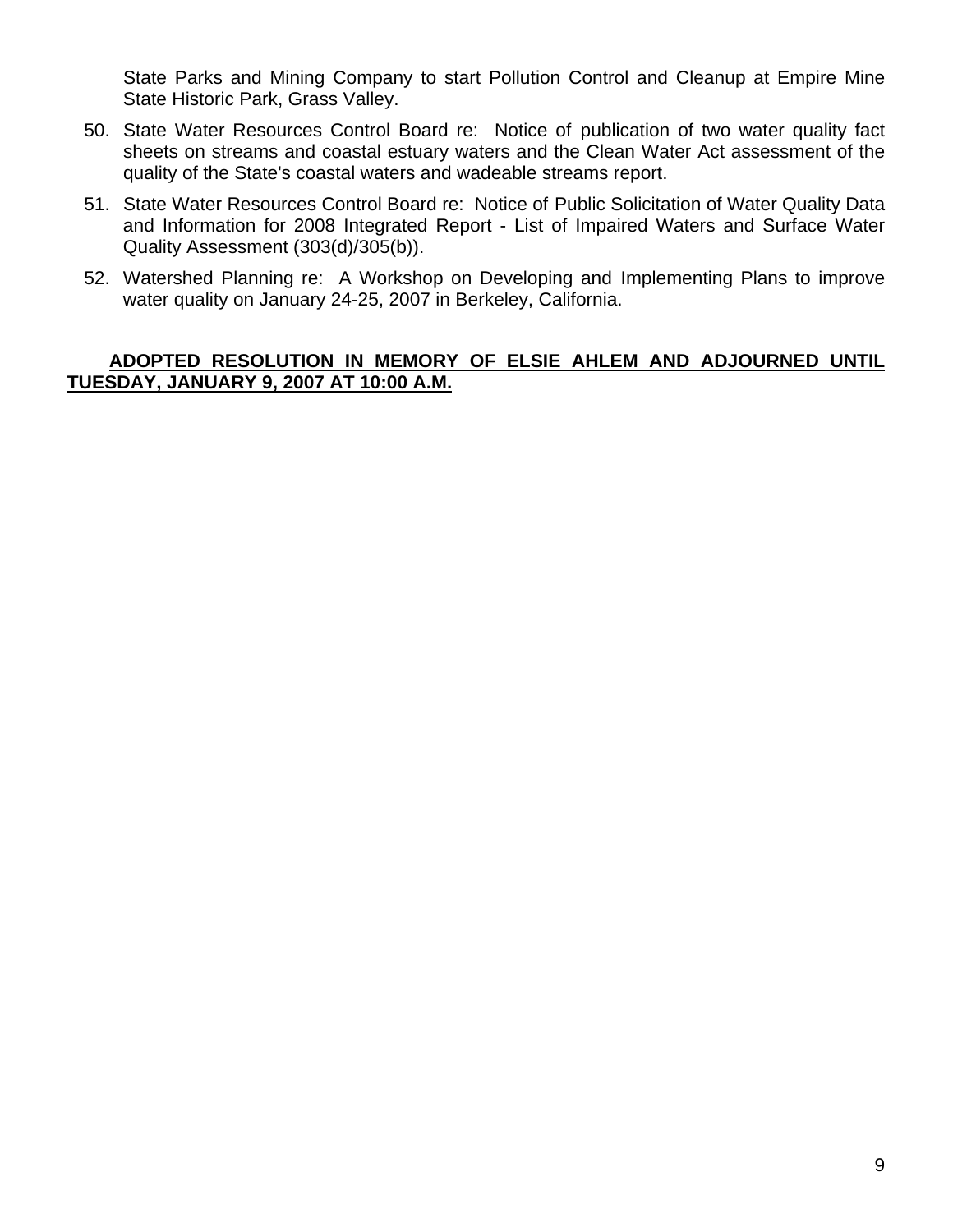State Parks and Mining Company to start Pollution Control and Cleanup at Empire Mine State Historic Park, Grass Valley.

50. State Water Resources Control Board re: Notice of publication of two water quality fact sheets on streams and coastal estuary waters and the Clean Water Act assessment of the quality of the State's coastal waters and wadeable streams report.

51. State Water Resources Control Board re: Notice of Public Solicitation of Water Quality Data and Information for 2008 Integrated Report - List of Impaired Waters and Surface Water Quality Assessment (303(d)/305(b)).

52. Watershed Planning re: A Workshop on Developing and Implementing Plans to improve water quality on January 24-25, 2007 in Berkeley, California.

**ADOPTED RESOLUTION IN MEMORY OF ELSIE AHLEM AND ADJOURNED UNTIL TUESDAY, JANUARY 9, 2007 AT 10:00 A.M.**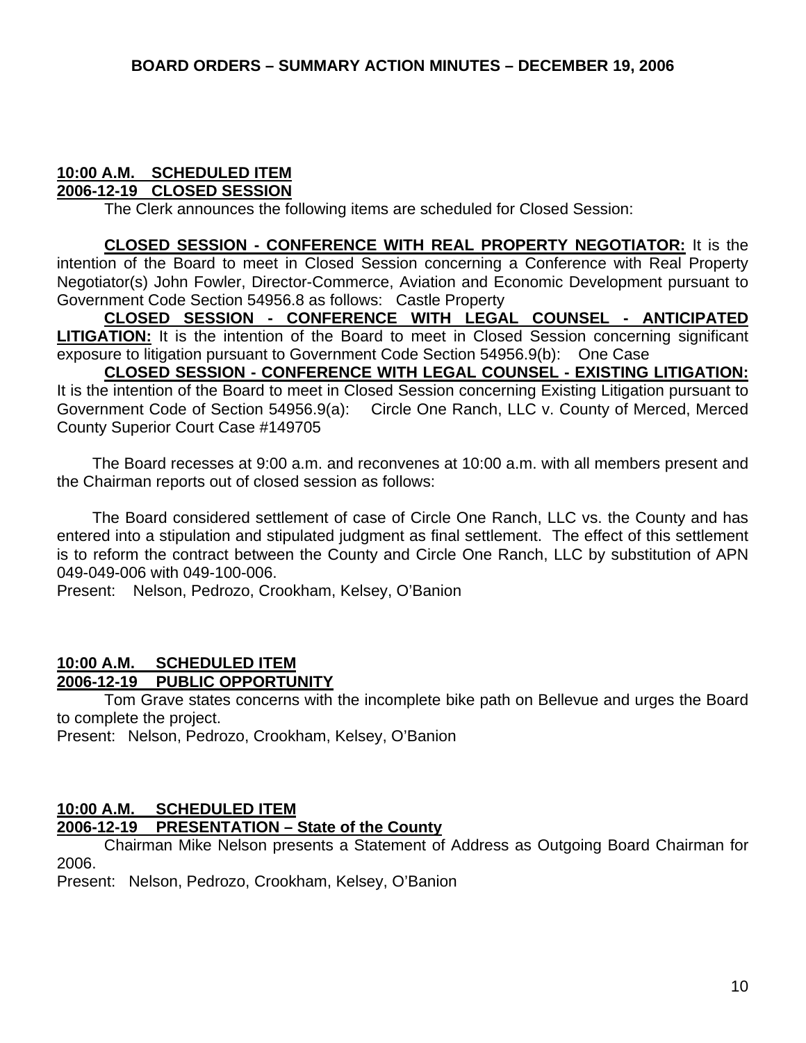**BOARD ORDERS – SUMMARY ACTION MINUTES – DECEMBER 19, 2006**

**10:00 A.M. SCHEDULED ITEM**
**2006-12-19 CLOSED SESSION**

The Clerk announces the following items are scheduled for Closed Session:

**CLOSED SESSION - CONFERENCE WITH REAL PROPERTY NEGOTIATOR:** It is the intention of the Board to meet in Closed Session concerning a Conference with Real Property Negotiator(s) John Fowler, Director-Commerce, Aviation and Economic Development pursuant to Government Code Section 54956.8 as follows: Castle Property

**CLOSED SESSION - CONFERENCE WITH LEGAL COUNSEL - ANTICIPATED LITIGATION:** It is the intention of the Board to meet in Closed Session concerning significant exposure to litigation pursuant to Government Code Section 54956.9(b): One Case

**CLOSED SESSION - CONFERENCE WITH LEGAL COUNSEL - EXISTING LITIGATION:** It is the intention of the Board to meet in Closed Session concerning Existing Litigation pursuant to Government Code of Section 54956.9(a): Circle One Ranch, LLC v. County of Merced, Merced County Superior Court Case #149705

The Board recesses at 9:00 a.m. and reconvenes at 10:00 a.m. with all members present and the Chairman reports out of closed session as follows:

The Board considered settlement of case of Circle One Ranch, LLC vs. the County and has entered into a stipulation and stipulated judgment as final settlement. The effect of this settlement is to reform the contract between the County and Circle One Ranch, LLC by substitution of APN 049-049-006 with 049-100-006.

Present: Nelson, Pedrozo, Crookham, Kelsey, O'Banion

**10:00 A.M. SCHEDULED ITEM**
**2006-12-19 PUBLIC OPPORTUNITY**

Tom Grave states concerns with the incomplete bike path on Bellevue and urges the Board to complete the project.

Present: Nelson, Pedrozo, Crookham, Kelsey, O'Banion

**10:00 A.M. SCHEDULED ITEM**
**2006-12-19 PRESENTATION – State of the County**

Chairman Mike Nelson presents a Statement of Address as Outgoing Board Chairman for 2006.

Present: Nelson, Pedrozo, Crookham, Kelsey, O'Banion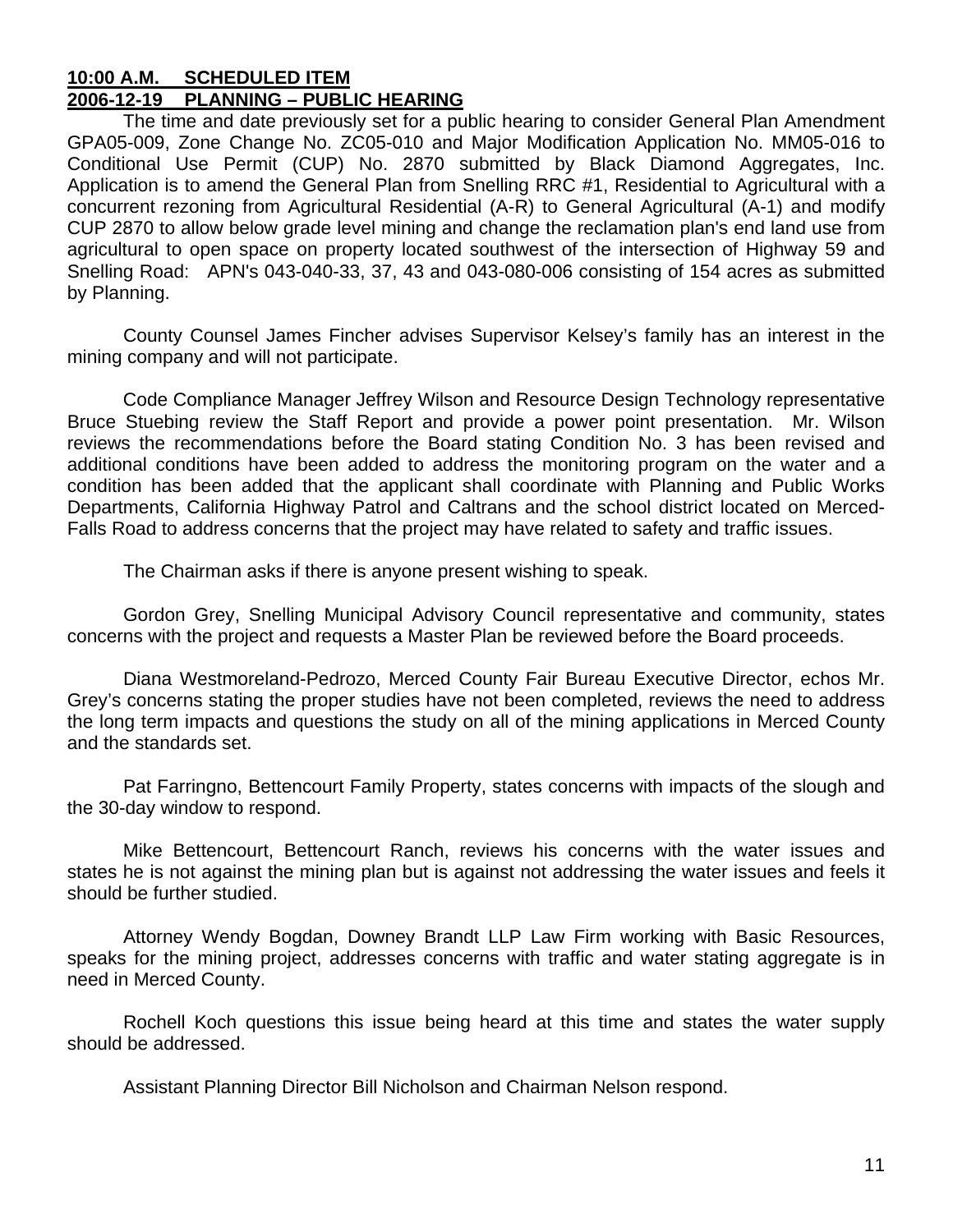**10:00 A.M. SCHEDULED ITEM**
**2006-12-19 PLANNING – PUBLIC HEARING**

The time and date previously set for a public hearing to consider General Plan Amendment GPA05-009, Zone Change No. ZC05-010 and Major Modification Application No. MM05-016 to Conditional Use Permit (CUP) No. 2870 submitted by Black Diamond Aggregates, Inc. Application is to amend the General Plan from Snelling RRC #1, Residential to Agricultural with a concurrent rezoning from Agricultural Residential (A-R) to General Agricultural (A-1) and modify CUP 2870 to allow below grade level mining and change the reclamation plan's end land use from agricultural to open space on property located southwest of the intersection of Highway 59 and Snelling Road: APN's 043-040-33, 37, 43 and 043-080-006 consisting of 154 acres as submitted by Planning.

County Counsel James Fincher advises Supervisor Kelsey's family has an interest in the mining company and will not participate.

Code Compliance Manager Jeffrey Wilson and Resource Design Technology representative Bruce Stuebing review the Staff Report and provide a power point presentation. Mr. Wilson reviews the recommendations before the Board stating Condition No. 3 has been revised and additional conditions have been added to address the monitoring program on the water and a condition has been added that the applicant shall coordinate with Planning and Public Works Departments, California Highway Patrol and Caltrans and the school district located on Merced-Falls Road to address concerns that the project may have related to safety and traffic issues.

The Chairman asks if there is anyone present wishing to speak.

Gordon Grey, Snelling Municipal Advisory Council representative and community, states concerns with the project and requests a Master Plan be reviewed before the Board proceeds.

Diana Westmoreland-Pedrozo, Merced County Fair Bureau Executive Director, echos Mr. Grey's concerns stating the proper studies have not been completed, reviews the need to address the long term impacts and questions the study on all of the mining applications in Merced County and the standards set.

Pat Farringno, Bettencourt Family Property, states concerns with impacts of the slough and the 30-day window to respond.

Mike Bettencourt, Bettencourt Ranch, reviews his concerns with the water issues and states he is not against the mining plan but is against not addressing the water issues and feels it should be further studied.

Attorney Wendy Bogdan, Downey Brandt LLP Law Firm working with Basic Resources, speaks for the mining project, addresses concerns with traffic and water stating aggregate is in need in Merced County.

Rochell Koch questions this issue being heard at this time and states the water supply should be addressed.

Assistant Planning Director Bill Nicholson and Chairman Nelson respond.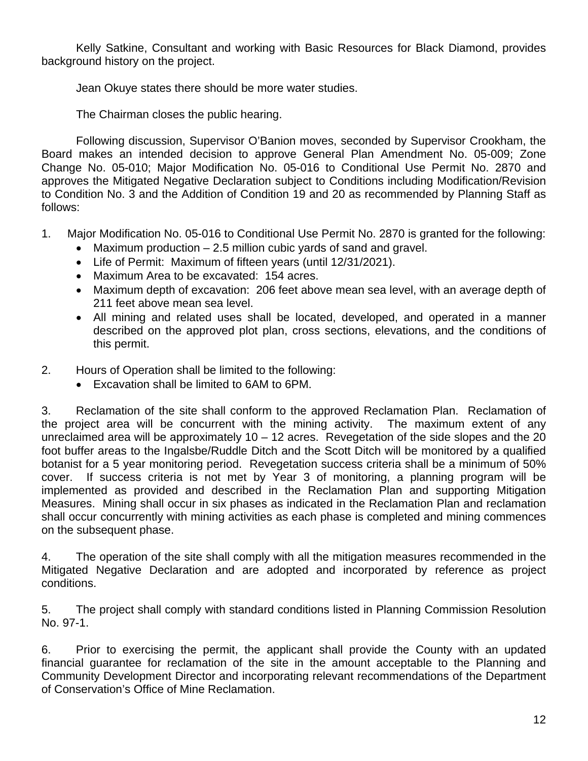Kelly Satkine, Consultant and working with Basic Resources for Black Diamond, provides background history on the project.

Jean Okuye states there should be more water studies.

The Chairman closes the public hearing.

Following discussion, Supervisor O'Banion moves, seconded by Supervisor Crookham, the Board makes an intended decision to approve General Plan Amendment No. 05-009; Zone Change No. 05-010; Major Modification No. 05-016 to Conditional Use Permit No. 2870 and approves the Mitigated Negative Declaration subject to Conditions including Modification/Revision to Condition No. 3 and the Addition of Condition 19 and 20 as recommended by Planning Staff as follows:

1. Major Modification No. 05-016 to Conditional Use Permit No. 2870 is granted for the following:
   - Maximum production – 2.5 million cubic yards of sand and gravel.
   - Life of Permit: Maximum of fifteen years (until 12/31/2021).
   - Maximum Area to be excavated: 154 acres.
   - Maximum depth of excavation: 206 feet above mean sea level, with an average depth of 211 feet above mean sea level.
   - All mining and related uses shall be located, developed, and operated in a manner described on the approved plot plan, cross sections, elevations, and the conditions of this permit.

2. Hours of Operation shall be limited to the following:
   - Excavation shall be limited to 6AM to 6PM.

3. Reclamation of the site shall conform to the approved Reclamation Plan. Reclamation of the project area will be concurrent with the mining activity. The maximum extent of any unreclaimed area will be approximately 10 – 12 acres. Revegetation of the side slopes and the 20 foot buffer areas to the Ingalsbe/Ruddle Ditch and the Scott Ditch will be monitored by a qualified botanist for a 5 year monitoring period. Revegetation success criteria shall be a minimum of 50% cover. If success criteria is not met by Year 3 of monitoring, a planning program will be implemented as provided and described in the Reclamation Plan and supporting Mitigation Measures. Mining shall occur in six phases as indicated in the Reclamation Plan and reclamation shall occur concurrently with mining activities as each phase is completed and mining commences on the subsequent phase.

4. The operation of the site shall comply with all the mitigation measures recommended in the Mitigated Negative Declaration and are adopted and incorporated by reference as project conditions.

5. The project shall comply with standard conditions listed in Planning Commission Resolution No. 97-1.

6. Prior to exercising the permit, the applicant shall provide the County with an updated financial guarantee for reclamation of the site in the amount acceptable to the Planning and Community Development Director and incorporating relevant recommendations of the Department of Conservation's Office of Mine Reclamation.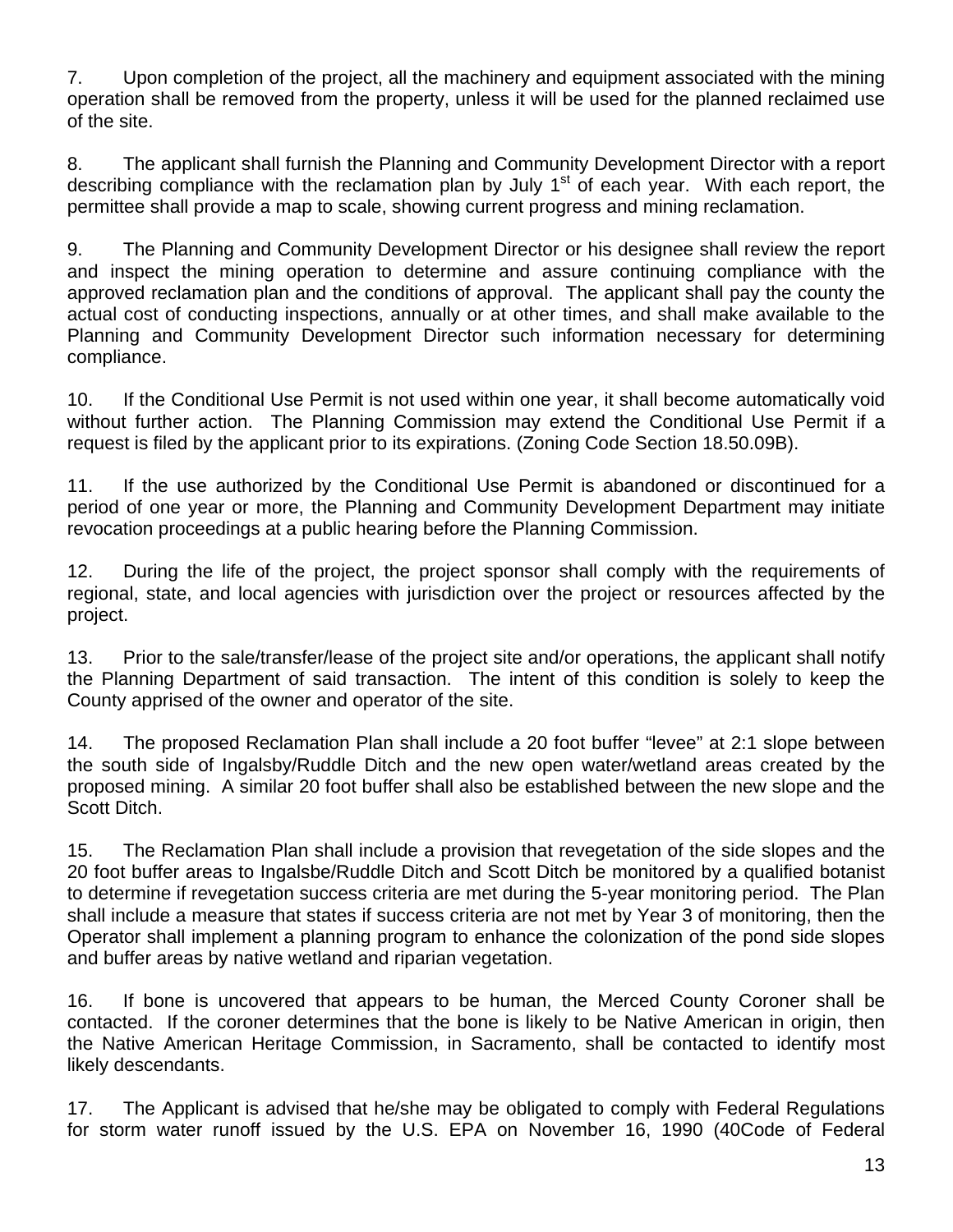7. Upon completion of the project, all the machinery and equipment associated with the mining operation shall be removed from the property, unless it will be used for the planned reclaimed use of the site.

8. The applicant shall furnish the Planning and Community Development Director with a report describing compliance with the reclamation plan by July 1st of each year. With each report, the permittee shall provide a map to scale, showing current progress and mining reclamation.

9. The Planning and Community Development Director or his designee shall review the report and inspect the mining operation to determine and assure continuing compliance with the approved reclamation plan and the conditions of approval. The applicant shall pay the county the actual cost of conducting inspections, annually or at other times, and shall make available to the Planning and Community Development Director such information necessary for determining compliance.

10. If the Conditional Use Permit is not used within one year, it shall become automatically void without further action. The Planning Commission may extend the Conditional Use Permit if a request is filed by the applicant prior to its expirations. (Zoning Code Section 18.50.09B).

11. If the use authorized by the Conditional Use Permit is abandoned or discontinued for a period of one year or more, the Planning and Community Development Department may initiate revocation proceedings at a public hearing before the Planning Commission.

12. During the life of the project, the project sponsor shall comply with the requirements of regional, state, and local agencies with jurisdiction over the project or resources affected by the project.

13. Prior to the sale/transfer/lease of the project site and/or operations, the applicant shall notify the Planning Department of said transaction. The intent of this condition is solely to keep the County apprised of the owner and operator of the site.

14. The proposed Reclamation Plan shall include a 20 foot buffer "levee" at 2:1 slope between the south side of Ingalsby/Ruddle Ditch and the new open water/wetland areas created by the proposed mining. A similar 20 foot buffer shall also be established between the new slope and the Scott Ditch.

15. The Reclamation Plan shall include a provision that revegetation of the side slopes and the 20 foot buffer areas to Ingalsbe/Ruddle Ditch and Scott Ditch be monitored by a qualified botanist to determine if revegetation success criteria are met during the 5-year monitoring period. The Plan shall include a measure that states if success criteria are not met by Year 3 of monitoring, then the Operator shall implement a planning program to enhance the colonization of the pond side slopes and buffer areas by native wetland and riparian vegetation.

16. If bone is uncovered that appears to be human, the Merced County Coroner shall be contacted. If the coroner determines that the bone is likely to be Native American in origin, then the Native American Heritage Commission, in Sacramento, shall be contacted to identify most likely descendants.

17. The Applicant is advised that he/she may be obligated to comply with Federal Regulations for storm water runoff issued by the U.S. EPA on November 16, 1990 (40Code of Federal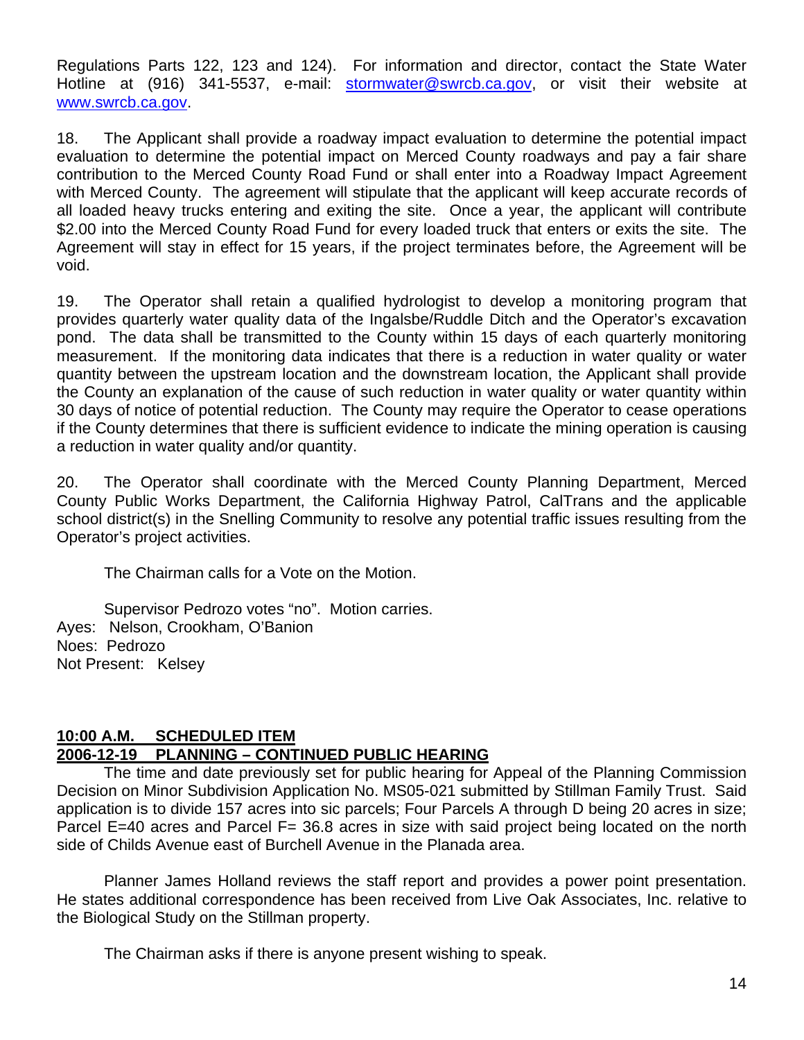Regulations Parts 122, 123 and 124). For information and director, contact the State Water Hotline at (916) 341-5537, e-mail: stormwater@swrcb.ca.gov, or visit their website at www.swrcb.ca.gov.

18. The Applicant shall provide a roadway impact evaluation to determine the potential impact evaluation to determine the potential impact on Merced County roadways and pay a fair share contribution to the Merced County Road Fund or shall enter into a Roadway Impact Agreement with Merced County. The agreement will stipulate that the applicant will keep accurate records of all loaded heavy trucks entering and exiting the site. Once a year, the applicant will contribute $2.00 into the Merced County Road Fund for every loaded truck that enters or exits the site. The Agreement will stay in effect for 15 years, if the project terminates before, the Agreement will be void.

19. The Operator shall retain a qualified hydrologist to develop a monitoring program that provides quarterly water quality data of the Ingalsbe/Ruddle Ditch and the Operator's excavation pond. The data shall be transmitted to the County within 15 days of each quarterly monitoring measurement. If the monitoring data indicates that there is a reduction in water quality or water quantity between the upstream location and the downstream location, the Applicant shall provide the County an explanation of the cause of such reduction in water quality or water quantity within 30 days of notice of potential reduction. The County may require the Operator to cease operations if the County determines that there is sufficient evidence to indicate the mining operation is causing a reduction in water quality and/or quantity.

20. The Operator shall coordinate with the Merced County Planning Department, Merced County Public Works Department, the California Highway Patrol, CalTrans and the applicable school district(s) in the Snelling Community to resolve any potential traffic issues resulting from the Operator's project activities.

The Chairman calls for a Vote on the Motion.

Supervisor Pedrozo votes "no". Motion carries.
Ayes: Nelson, Crookham, O'Banion
Noes: Pedrozo
Not Present: Kelsey

**10:00 A.M. SCHEDULED ITEM**
**2006-12-19 PLANNING – CONTINUED PUBLIC HEARING**

The time and date previously set for public hearing for Appeal of the Planning Commission Decision on Minor Subdivision Application No. MS05-021 submitted by Stillman Family Trust. Said application is to divide 157 acres into sic parcels; Four Parcels A through D being 20 acres in size; Parcel E=40 acres and Parcel F= 36.8 acres in size with said project being located on the north side of Childs Avenue east of Burchell Avenue in the Planada area.

Planner James Holland reviews the staff report and provides a power point presentation. He states additional correspondence has been received from Live Oak Associates, Inc. relative to the Biological Study on the Stillman property.

The Chairman asks if there is anyone present wishing to speak.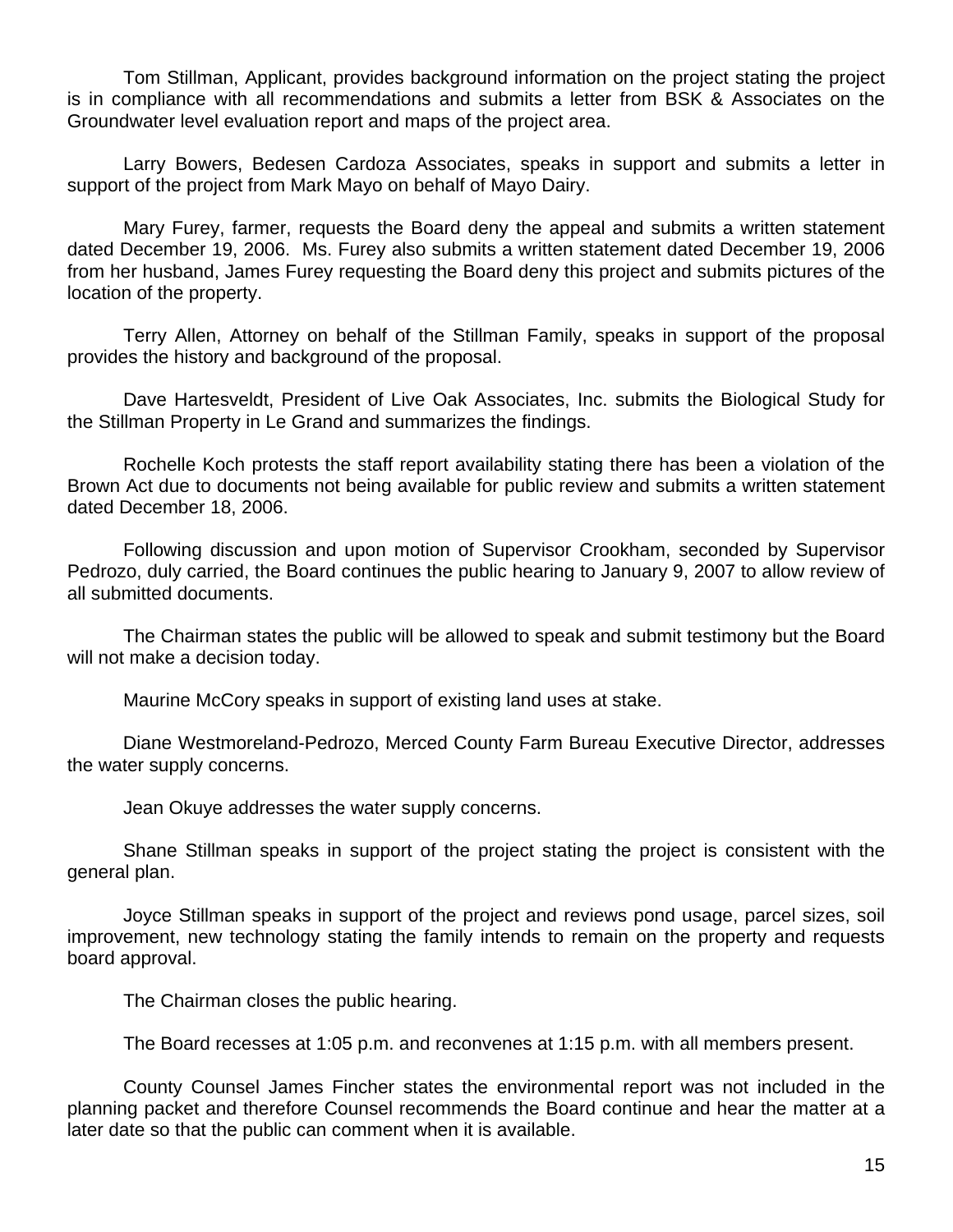Tom Stillman, Applicant, provides background information on the project stating the project is in compliance with all recommendations and submits a letter from BSK & Associates on the Groundwater level evaluation report and maps of the project area.

Larry Bowers, Bedesen Cardoza Associates, speaks in support and submits a letter in support of the project from Mark Mayo on behalf of Mayo Dairy.

Mary Furey, farmer, requests the Board deny the appeal and submits a written statement dated December 19, 2006. Ms. Furey also submits a written statement dated December 19, 2006 from her husband, James Furey requesting the Board deny this project and submits pictures of the location of the property.

Terry Allen, Attorney on behalf of the Stillman Family, speaks in support of the proposal provides the history and background of the proposal.

Dave Hartesveldt, President of Live Oak Associates, Inc. submits the Biological Study for the Stillman Property in Le Grand and summarizes the findings.

Rochelle Koch protests the staff report availability stating there has been a violation of the Brown Act due to documents not being available for public review and submits a written statement dated December 18, 2006.

Following discussion and upon motion of Supervisor Crookham, seconded by Supervisor Pedrozo, duly carried, the Board continues the public hearing to January 9, 2007 to allow review of all submitted documents.

The Chairman states the public will be allowed to speak and submit testimony but the Board will not make a decision today.

Maurine McCory speaks in support of existing land uses at stake.

Diane Westmoreland-Pedrozo, Merced County Farm Bureau Executive Director, addresses the water supply concerns.

Jean Okuye addresses the water supply concerns.

Shane Stillman speaks in support of the project stating the project is consistent with the general plan.

Joyce Stillman speaks in support of the project and reviews pond usage, parcel sizes, soil improvement, new technology stating the family intends to remain on the property and requests board approval.

The Chairman closes the public hearing.

The Board recesses at 1:05 p.m. and reconvenes at 1:15 p.m. with all members present.

County Counsel James Fincher states the environmental report was not included in the planning packet and therefore Counsel recommends the Board continue and hear the matter at a later date so that the public can comment when it is available.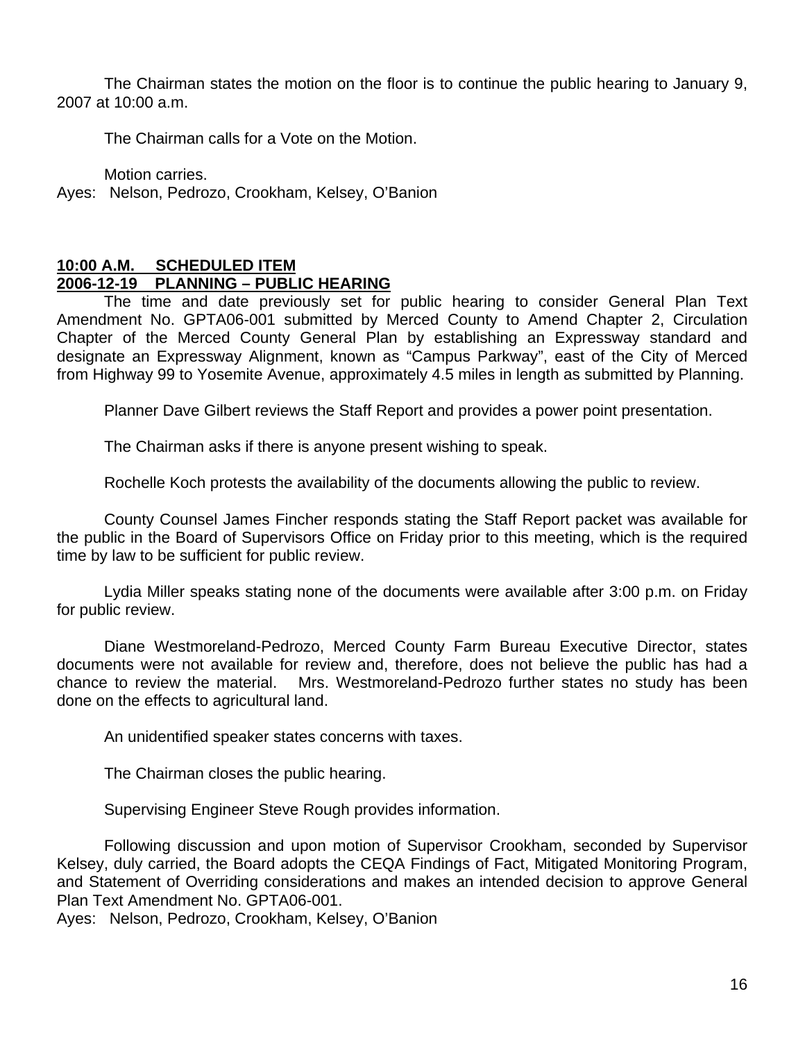The Chairman states the motion on the floor is to continue the public hearing to January 9, 2007 at 10:00 a.m.

The Chairman calls for a Vote on the Motion.

Motion carries.
Ayes: Nelson, Pedrozo, Crookham, Kelsey, O'Banion

**10:00 A.M. SCHEDULED ITEM**
**2006-12-19 PLANNING – PUBLIC HEARING**

The time and date previously set for public hearing to consider General Plan Text Amendment No. GPTA06-001 submitted by Merced County to Amend Chapter 2, Circulation Chapter of the Merced County General Plan by establishing an Expressway standard and designate an Expressway Alignment, known as "Campus Parkway", east of the City of Merced from Highway 99 to Yosemite Avenue, approximately 4.5 miles in length as submitted by Planning.

Planner Dave Gilbert reviews the Staff Report and provides a power point presentation.

The Chairman asks if there is anyone present wishing to speak.

Rochelle Koch protests the availability of the documents allowing the public to review.

County Counsel James Fincher responds stating the Staff Report packet was available for the public in the Board of Supervisors Office on Friday prior to this meeting, which is the required time by law to be sufficient for public review.

Lydia Miller speaks stating none of the documents were available after 3:00 p.m. on Friday for public review.

Diane Westmoreland-Pedrozo, Merced County Farm Bureau Executive Director, states documents were not available for review and, therefore, does not believe the public has had a chance to review the material. Mrs. Westmoreland-Pedrozo further states no study has been done on the effects to agricultural land.

An unidentified speaker states concerns with taxes.

The Chairman closes the public hearing.

Supervising Engineer Steve Rough provides information.

Following discussion and upon motion of Supervisor Crookham, seconded by Supervisor Kelsey, duly carried, the Board adopts the CEQA Findings of Fact, Mitigated Monitoring Program, and Statement of Overriding considerations and makes an intended decision to approve General Plan Text Amendment No. GPTA06-001.
Ayes: Nelson, Pedrozo, Crookham, Kelsey, O'Banion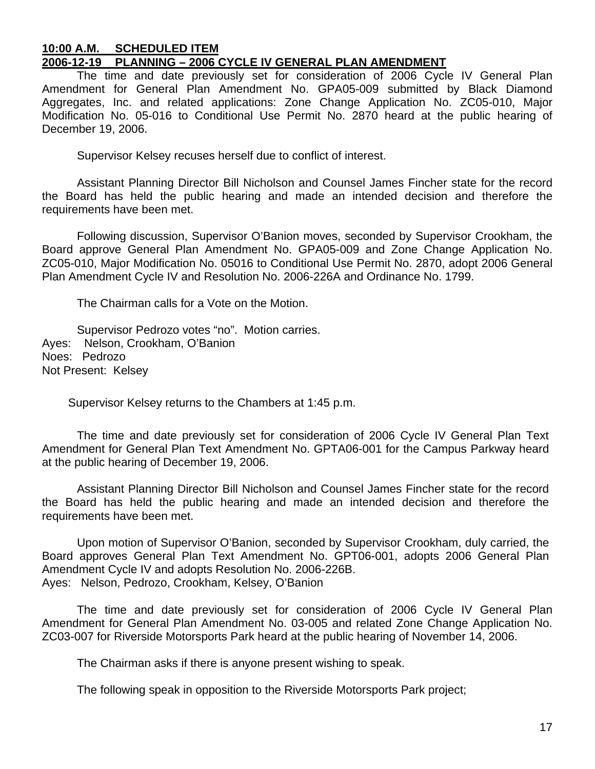**10:00 A.M. SCHEDULED ITEM**
**2006-12-19 PLANNING – 2006 CYCLE IV GENERAL PLAN AMENDMENT**

The time and date previously set for consideration of 2006 Cycle IV General Plan Amendment for General Plan Amendment No. GPA05-009 submitted by Black Diamond Aggregates, Inc. and related applications: Zone Change Application No. ZC05-010, Major Modification No. 05-016 to Conditional Use Permit No. 2870 heard at the public hearing of December 19, 2006.

Supervisor Kelsey recuses herself due to conflict of interest.

Assistant Planning Director Bill Nicholson and Counsel James Fincher state for the record the Board has held the public hearing and made an intended decision and therefore the requirements have been met.

Following discussion, Supervisor O'Banion moves, seconded by Supervisor Crookham, the Board approve General Plan Amendment No. GPA05-009 and Zone Change Application No. ZC05-010, Major Modification No. 05016 to Conditional Use Permit No. 2870, adopt 2006 General Plan Amendment Cycle IV and Resolution No. 2006-226A and Ordinance No. 1799.

The Chairman calls for a Vote on the Motion.

Supervisor Pedrozo votes "no". Motion carries.
Ayes: Nelson, Crookham, O'Banion
Noes: Pedrozo
Not Present: Kelsey

Supervisor Kelsey returns to the Chambers at 1:45 p.m.

The time and date previously set for consideration of 2006 Cycle IV General Plan Text Amendment for General Plan Text Amendment No. GPTA06-001 for the Campus Parkway heard at the public hearing of December 19, 2006.

Assistant Planning Director Bill Nicholson and Counsel James Fincher state for the record the Board has held the public hearing and made an intended decision and therefore the requirements have been met.

Upon motion of Supervisor O'Banion, seconded by Supervisor Crookham, duly carried, the Board approves General Plan Text Amendment No. GPT06-001, adopts 2006 General Plan Amendment Cycle IV and adopts Resolution No. 2006-226B.
Ayes: Nelson, Pedrozo, Crookham, Kelsey, O'Banion

The time and date previously set for consideration of 2006 Cycle IV General Plan Amendment for General Plan Amendment No. 03-005 and related Zone Change Application No. ZC03-007 for Riverside Motorsports Park heard at the public hearing of November 14, 2006.

The Chairman asks if there is anyone present wishing to speak.

The following speak in opposition to the Riverside Motorsports Park project;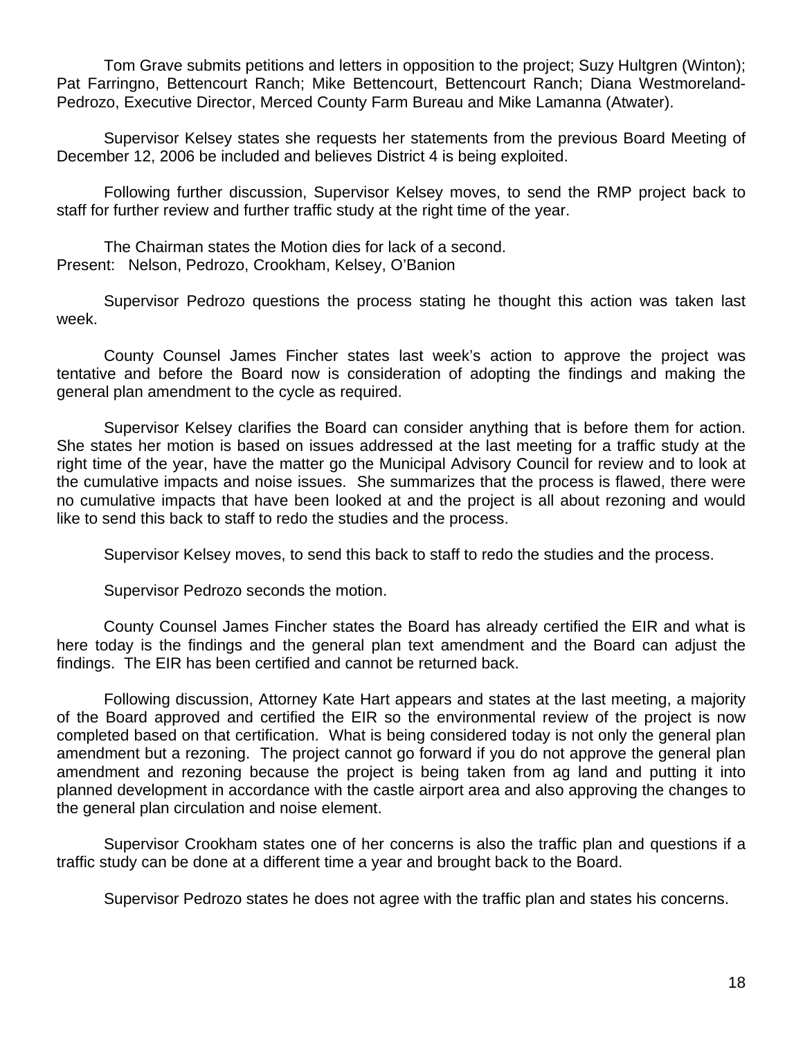Tom Grave submits petitions and letters in opposition to the project; Suzy Hultgren (Winton); Pat Farringno, Bettencourt Ranch; Mike Bettencourt, Bettencourt Ranch; Diana Westmoreland-Pedrozo, Executive Director, Merced County Farm Bureau and Mike Lamanna (Atwater).

Supervisor Kelsey states she requests her statements from the previous Board Meeting of December 12, 2006 be included and believes District 4 is being exploited.

Following further discussion, Supervisor Kelsey moves, to send the RMP project back to staff for further review and further traffic study at the right time of the year.

The Chairman states the Motion dies for lack of a second.
Present: Nelson, Pedrozo, Crookham, Kelsey, O'Banion

Supervisor Pedrozo questions the process stating he thought this action was taken last week.

County Counsel James Fincher states last week's action to approve the project was tentative and before the Board now is consideration of adopting the findings and making the general plan amendment to the cycle as required.

Supervisor Kelsey clarifies the Board can consider anything that is before them for action. She states her motion is based on issues addressed at the last meeting for a traffic study at the right time of the year, have the matter go the Municipal Advisory Council for review and to look at the cumulative impacts and noise issues. She summarizes that the process is flawed, there were no cumulative impacts that have been looked at and the project is all about rezoning and would like to send this back to staff to redo the studies and the process.

Supervisor Kelsey moves, to send this back to staff to redo the studies and the process.

Supervisor Pedrozo seconds the motion.

County Counsel James Fincher states the Board has already certified the EIR and what is here today is the findings and the general plan text amendment and the Board can adjust the findings. The EIR has been certified and cannot be returned back.

Following discussion, Attorney Kate Hart appears and states at the last meeting, a majority of the Board approved and certified the EIR so the environmental review of the project is now completed based on that certification. What is being considered today is not only the general plan amendment but a rezoning. The project cannot go forward if you do not approve the general plan amendment and rezoning because the project is being taken from ag land and putting it into planned development in accordance with the castle airport area and also approving the changes to the general plan circulation and noise element.

Supervisor Crookham states one of her concerns is also the traffic plan and questions if a traffic study can be done at a different time a year and brought back to the Board.

Supervisor Pedrozo states he does not agree with the traffic plan and states his concerns.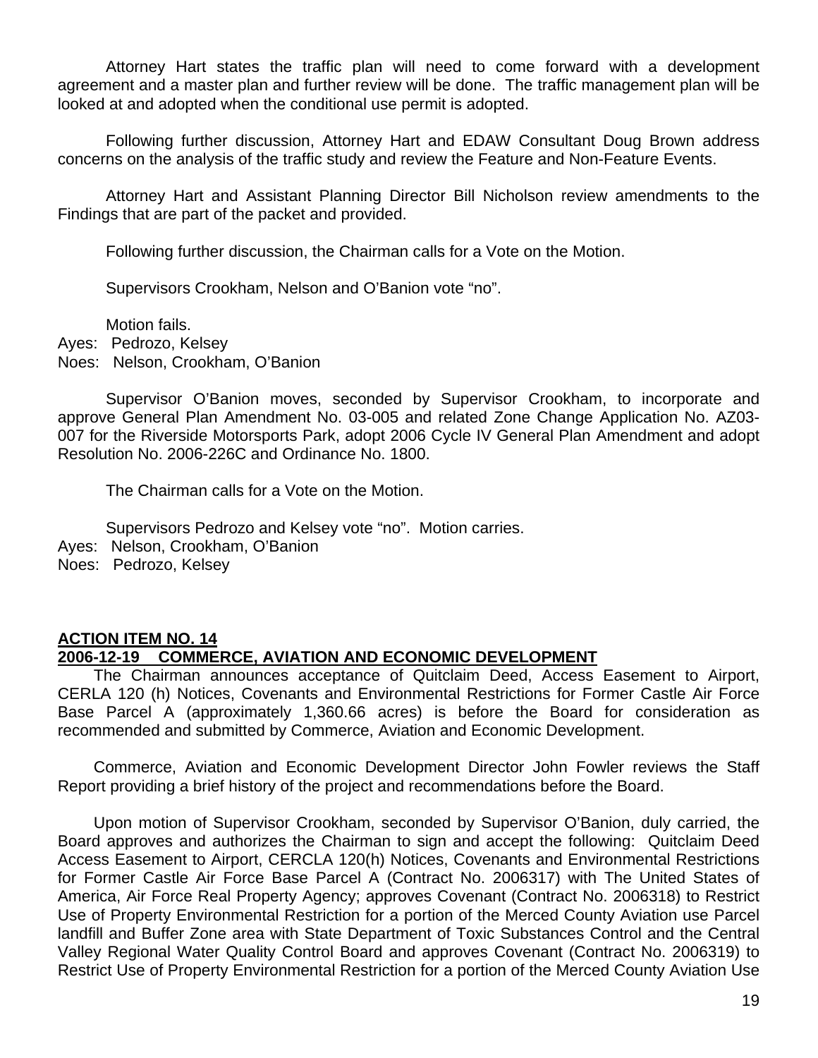Attorney Hart states the traffic plan will need to come forward with a development agreement and a master plan and further review will be done. The traffic management plan will be looked at and adopted when the conditional use permit is adopted.

Following further discussion, Attorney Hart and EDAW Consultant Doug Brown address concerns on the analysis of the traffic study and review the Feature and Non-Feature Events.

Attorney Hart and Assistant Planning Director Bill Nicholson review amendments to the Findings that are part of the packet and provided.

Following further discussion, the Chairman calls for a Vote on the Motion.

Supervisors Crookham, Nelson and O'Banion vote "no".

Motion fails.
Ayes: Pedrozo, Kelsey
Noes: Nelson, Crookham, O'Banion

Supervisor O'Banion moves, seconded by Supervisor Crookham, to incorporate and approve General Plan Amendment No. 03-005 and related Zone Change Application No. AZ03-007 for the Riverside Motorsports Park, adopt 2006 Cycle IV General Plan Amendment and adopt Resolution No. 2006-226C and Ordinance No. 1800.

The Chairman calls for a Vote on the Motion.

Supervisors Pedrozo and Kelsey vote "no". Motion carries.
Ayes: Nelson, Crookham, O'Banion
Noes: Pedrozo, Kelsey

**ACTION ITEM NO. 14**
**2006-12-19 COMMERCE, AVIATION AND ECONOMIC DEVELOPMENT**

The Chairman announces acceptance of Quitclaim Deed, Access Easement to Airport, CERLA 120 (h) Notices, Covenants and Environmental Restrictions for Former Castle Air Force Base Parcel A (approximately 1,360.66 acres) is before the Board for consideration as recommended and submitted by Commerce, Aviation and Economic Development.

Commerce, Aviation and Economic Development Director John Fowler reviews the Staff Report providing a brief history of the project and recommendations before the Board.

Upon motion of Supervisor Crookham, seconded by Supervisor O'Banion, duly carried, the Board approves and authorizes the Chairman to sign and accept the following: Quitclaim Deed Access Easement to Airport, CERCLA 120(h) Notices, Covenants and Environmental Restrictions for Former Castle Air Force Base Parcel A (Contract No. 2006317) with The United States of America, Air Force Real Property Agency; approves Covenant (Contract No. 2006318) to Restrict Use of Property Environmental Restriction for a portion of the Merced County Aviation use Parcel landfill and Buffer Zone area with State Department of Toxic Substances Control and the Central Valley Regional Water Quality Control Board and approves Covenant (Contract No. 2006319) to Restrict Use of Property Environmental Restriction for a portion of the Merced County Aviation Use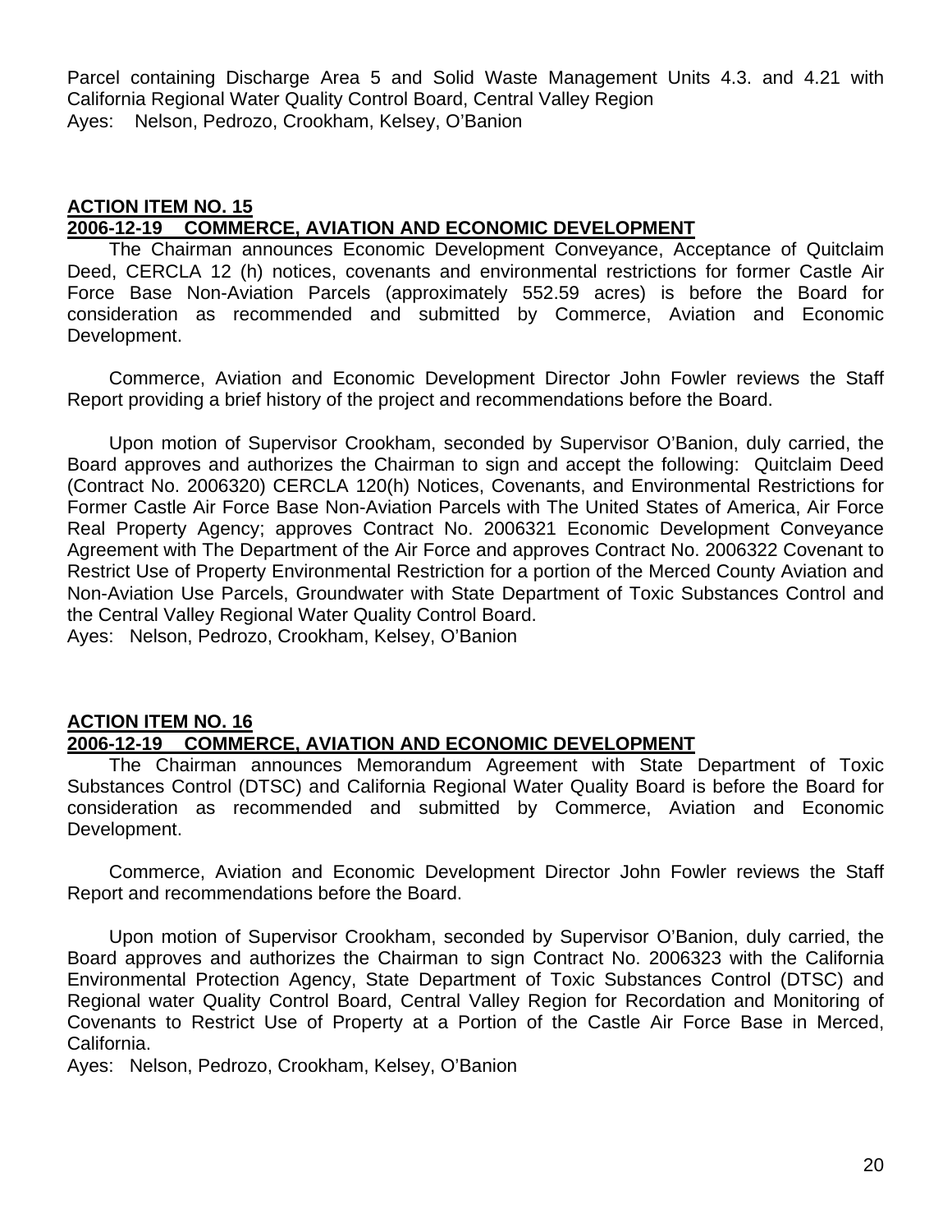Parcel containing Discharge Area 5 and Solid Waste Management Units 4.3. and 4.21 with California Regional Water Quality Control Board, Central Valley Region
Ayes: Nelson, Pedrozo, Crookham, Kelsey, O'Banion

**ACTION ITEM NO. 15**
**2006-12-19 COMMERCE, AVIATION AND ECONOMIC DEVELOPMENT**

The Chairman announces Economic Development Conveyance, Acceptance of Quitclaim Deed, CERCLA 12 (h) notices, covenants and environmental restrictions for former Castle Air Force Base Non-Aviation Parcels (approximately 552.59 acres) is before the Board for consideration as recommended and submitted by Commerce, Aviation and Economic Development.

Commerce, Aviation and Economic Development Director John Fowler reviews the Staff Report providing a brief history of the project and recommendations before the Board.

Upon motion of Supervisor Crookham, seconded by Supervisor O'Banion, duly carried, the Board approves and authorizes the Chairman to sign and accept the following: Quitclaim Deed (Contract No. 2006320) CERCLA 120(h) Notices, Covenants, and Environmental Restrictions for Former Castle Air Force Base Non-Aviation Parcels with The United States of America, Air Force Real Property Agency; approves Contract No. 2006321 Economic Development Conveyance Agreement with The Department of the Air Force and approves Contract No. 2006322 Covenant to Restrict Use of Property Environmental Restriction for a portion of the Merced County Aviation and Non-Aviation Use Parcels, Groundwater with State Department of Toxic Substances Control and the Central Valley Regional Water Quality Control Board.
Ayes: Nelson, Pedrozo, Crookham, Kelsey, O'Banion

**ACTION ITEM NO. 16**
**2006-12-19 COMMERCE, AVIATION AND ECONOMIC DEVELOPMENT**

The Chairman announces Memorandum Agreement with State Department of Toxic Substances Control (DTSC) and California Regional Water Quality Board is before the Board for consideration as recommended and submitted by Commerce, Aviation and Economic Development.

Commerce, Aviation and Economic Development Director John Fowler reviews the Staff Report and recommendations before the Board.

Upon motion of Supervisor Crookham, seconded by Supervisor O'Banion, duly carried, the Board approves and authorizes the Chairman to sign Contract No. 2006323 with the California Environmental Protection Agency, State Department of Toxic Substances Control (DTSC) and Regional water Quality Control Board, Central Valley Region for Recordation and Monitoring of Covenants to Restrict Use of Property at a Portion of the Castle Air Force Base in Merced, California.
Ayes: Nelson, Pedrozo, Crookham, Kelsey, O'Banion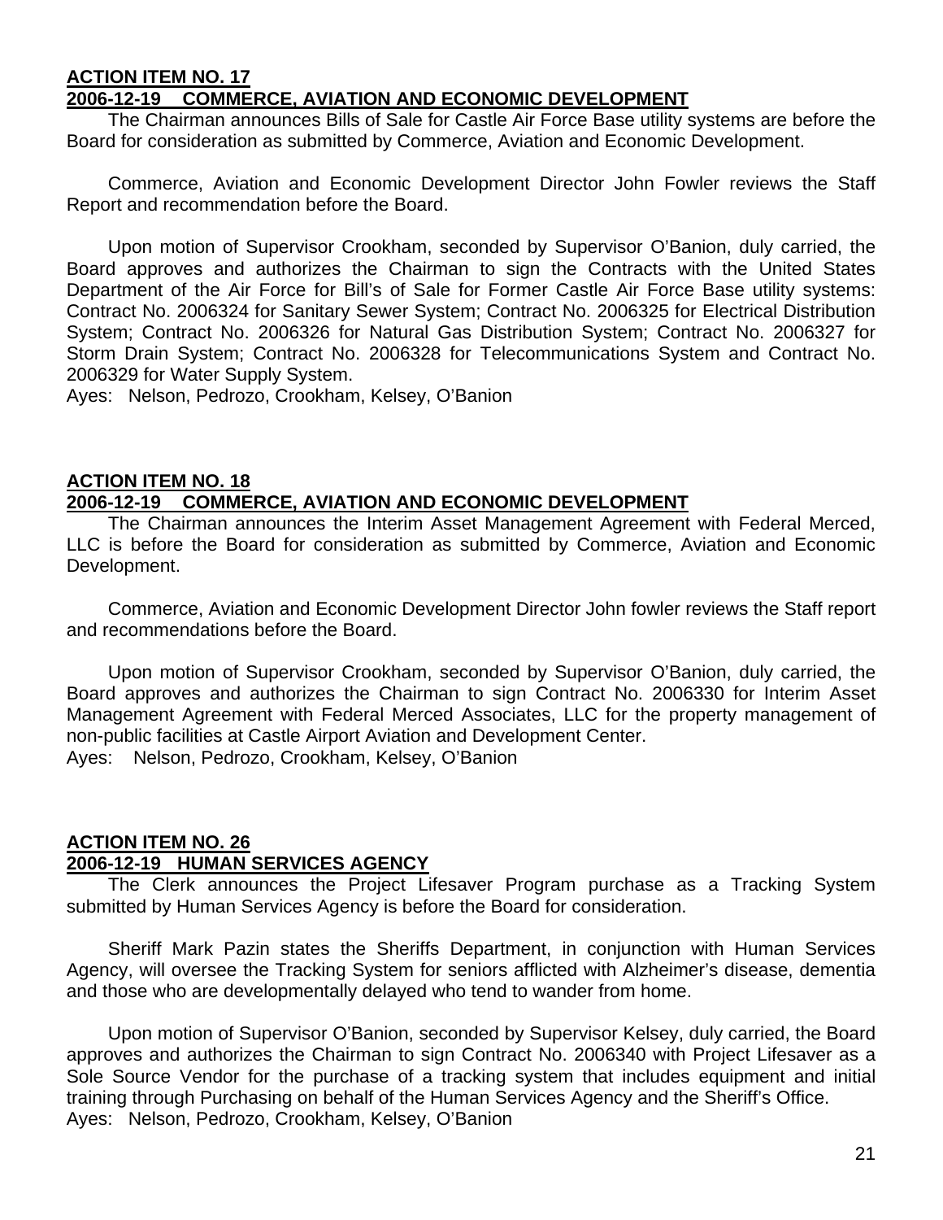**ACTION ITEM NO. 17**
**2006-12-19 COMMERCE, AVIATION AND ECONOMIC DEVELOPMENT**

The Chairman announces Bills of Sale for Castle Air Force Base utility systems are before the Board for consideration as submitted by Commerce, Aviation and Economic Development.

Commerce, Aviation and Economic Development Director John Fowler reviews the Staff Report and recommendation before the Board.

Upon motion of Supervisor Crookham, seconded by Supervisor O'Banion, duly carried, the Board approves and authorizes the Chairman to sign the Contracts with the United States Department of the Air Force for Bill's of Sale for Former Castle Air Force Base utility systems: Contract No. 2006324 for Sanitary Sewer System; Contract No. 2006325 for Electrical Distribution System; Contract No. 2006326 for Natural Gas Distribution System; Contract No. 2006327 for Storm Drain System; Contract No. 2006328 for Telecommunications System and Contract No. 2006329 for Water Supply System.
Ayes: Nelson, Pedrozo, Crookham, Kelsey, O'Banion

**ACTION ITEM NO. 18**
**2006-12-19 COMMERCE, AVIATION AND ECONOMIC DEVELOPMENT**

The Chairman announces the Interim Asset Management Agreement with Federal Merced, LLC is before the Board for consideration as submitted by Commerce, Aviation and Economic Development.

Commerce, Aviation and Economic Development Director John fowler reviews the Staff report and recommendations before the Board.

Upon motion of Supervisor Crookham, seconded by Supervisor O'Banion, duly carried, the Board approves and authorizes the Chairman to sign Contract No. 2006330 for Interim Asset Management Agreement with Federal Merced Associates, LLC for the property management of non-public facilities at Castle Airport Aviation and Development Center.
Ayes: Nelson, Pedrozo, Crookham, Kelsey, O'Banion

**ACTION ITEM NO. 26**
**2006-12-19 HUMAN SERVICES AGENCY**

The Clerk announces the Project Lifesaver Program purchase as a Tracking System submitted by Human Services Agency is before the Board for consideration.

Sheriff Mark Pazin states the Sheriffs Department, in conjunction with Human Services Agency, will oversee the Tracking System for seniors afflicted with Alzheimer's disease, dementia and those who are developmentally delayed who tend to wander from home.

Upon motion of Supervisor O'Banion, seconded by Supervisor Kelsey, duly carried, the Board approves and authorizes the Chairman to sign Contract No. 2006340 with Project Lifesaver as a Sole Source Vendor for the purchase of a tracking system that includes equipment and initial training through Purchasing on behalf of the Human Services Agency and the Sheriff's Office.
Ayes: Nelson, Pedrozo, Crookham, Kelsey, O'Banion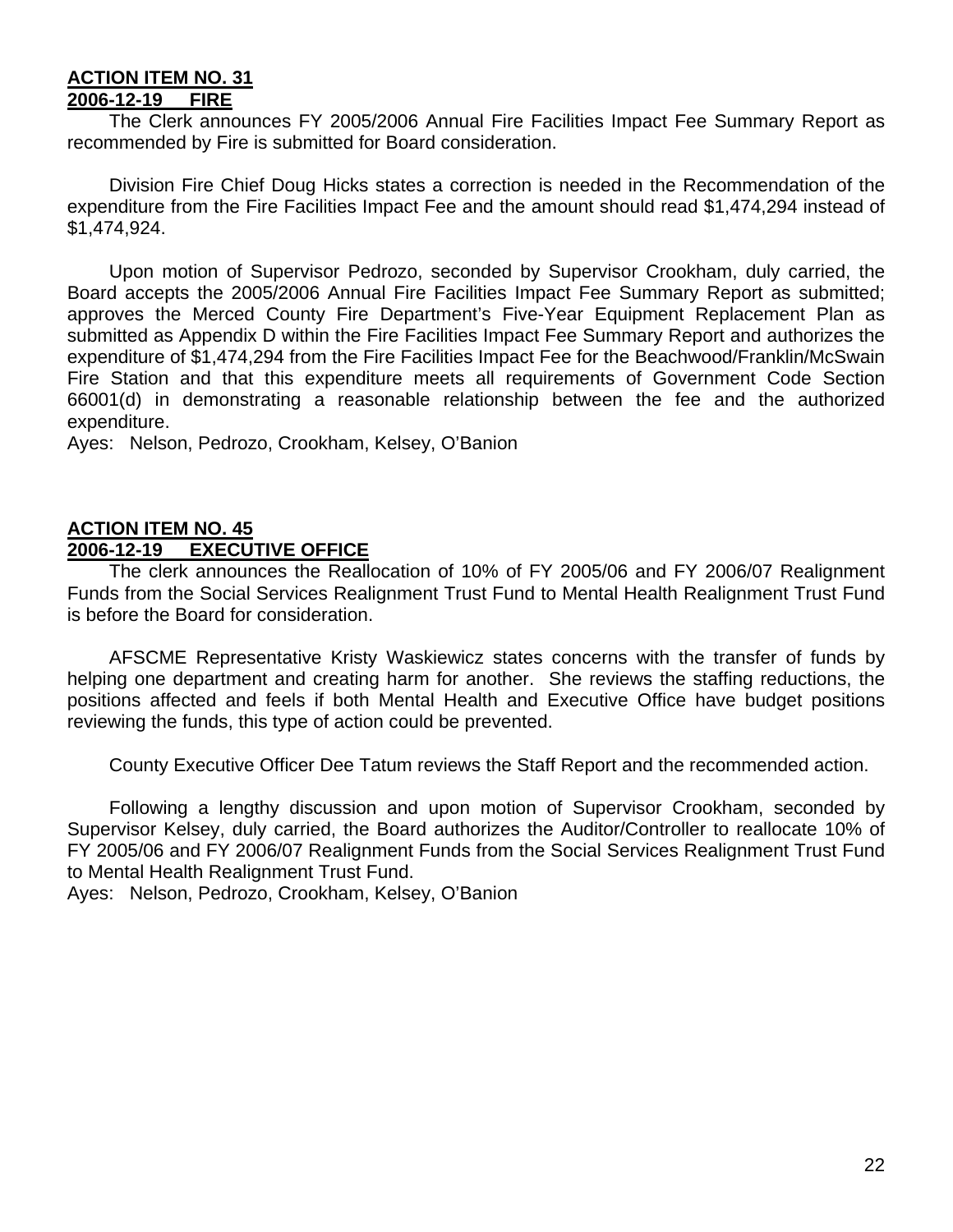**ACTION ITEM NO. 31**
**2006-12-19 FIRE**

The Clerk announces FY 2005/2006 Annual Fire Facilities Impact Fee Summary Report as recommended by Fire is submitted for Board consideration.

Division Fire Chief Doug Hicks states a correction is needed in the Recommendation of the expenditure from the Fire Facilities Impact Fee and the amount should read $1,474,294 instead of $1,474,924.

Upon motion of Supervisor Pedrozo, seconded by Supervisor Crookham, duly carried, the Board accepts the 2005/2006 Annual Fire Facilities Impact Fee Summary Report as submitted; approves the Merced County Fire Department's Five-Year Equipment Replacement Plan as submitted as Appendix D within the Fire Facilities Impact Fee Summary Report and authorizes the expenditure of $1,474,294 from the Fire Facilities Impact Fee for the Beachwood/Franklin/McSwain Fire Station and that this expenditure meets all requirements of Government Code Section 66001(d) in demonstrating a reasonable relationship between the fee and the authorized expenditure.

Ayes: Nelson, Pedrozo, Crookham, Kelsey, O'Banion

**ACTION ITEM NO. 45**
**2006-12-19 EXECUTIVE OFFICE**

The clerk announces the Reallocation of 10% of FY 2005/06 and FY 2006/07 Realignment Funds from the Social Services Realignment Trust Fund to Mental Health Realignment Trust Fund is before the Board for consideration.

AFSCME Representative Kristy Waskiewicz states concerns with the transfer of funds by helping one department and creating harm for another. She reviews the staffing reductions, the positions affected and feels if both Mental Health and Executive Office have budget positions reviewing the funds, this type of action could be prevented.

County Executive Officer Dee Tatum reviews the Staff Report and the recommended action.

Following a lengthy discussion and upon motion of Supervisor Crookham, seconded by Supervisor Kelsey, duly carried, the Board authorizes the Auditor/Controller to reallocate 10% of FY 2005/06 and FY 2006/07 Realignment Funds from the Social Services Realignment Trust Fund to Mental Health Realignment Trust Fund.

Ayes: Nelson, Pedrozo, Crookham, Kelsey, O'Banion